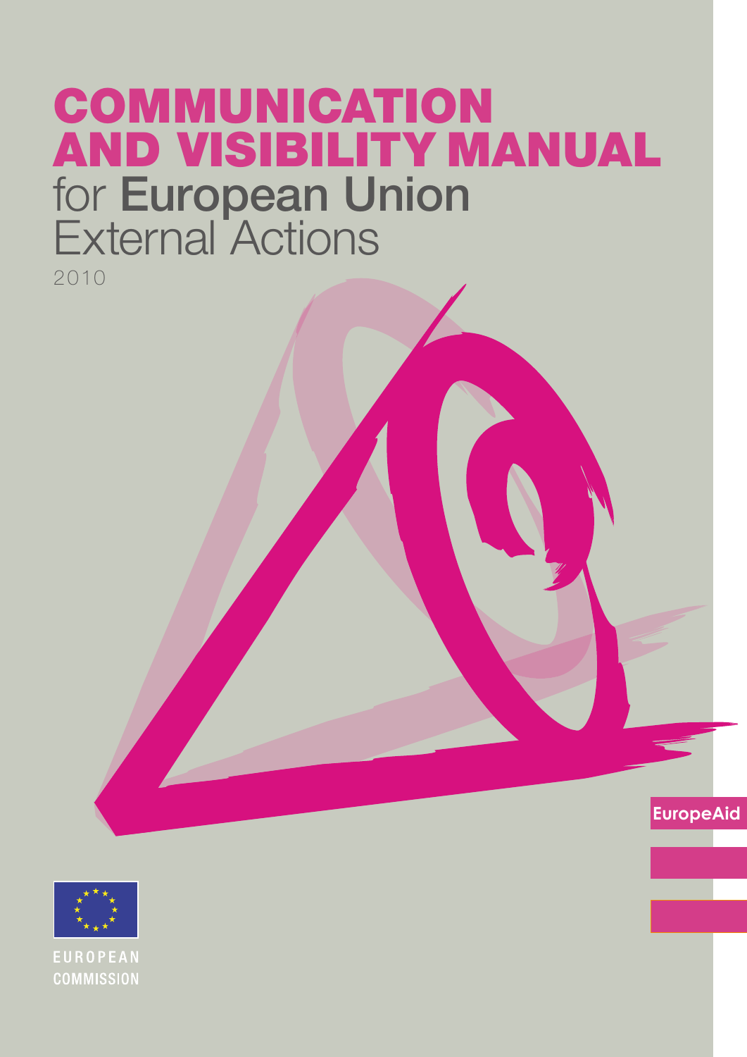# COMMUNICATION AND VISIBILITY MANUAL

for **European Union** External Actions

2010

EuropeAid

EUROPEAN COMMISSION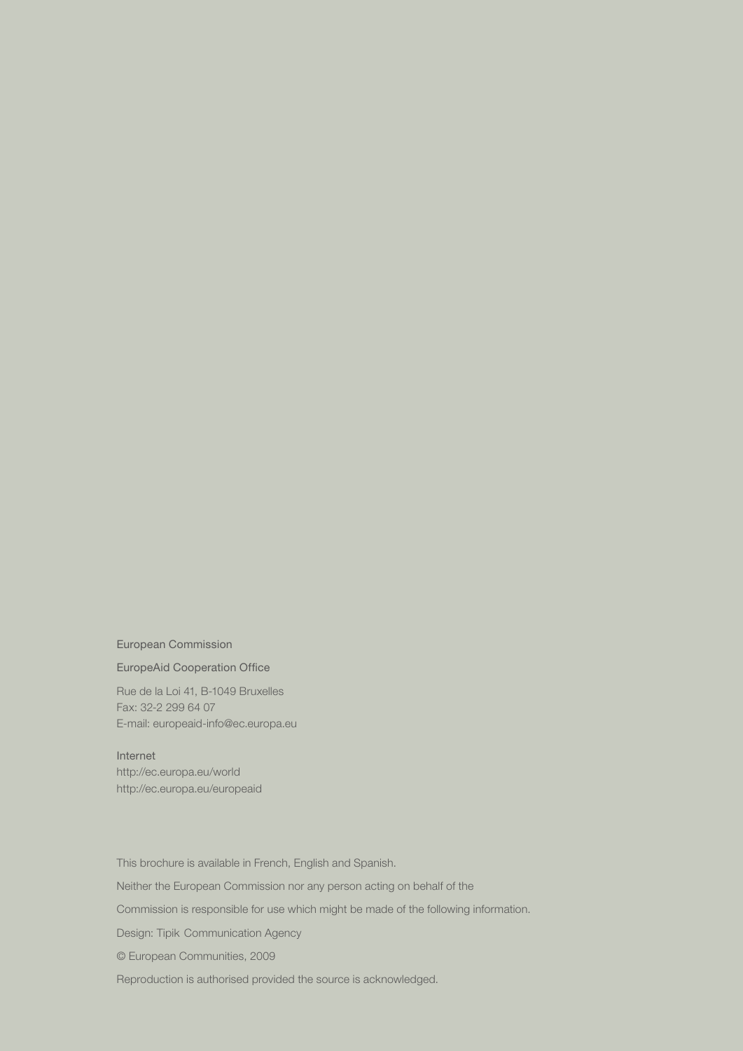European Commission

EuropeAid Cooperation Office

Rue de la Loi 41, B-1049 Bruxelles
Fax: 32-2 299 64 07
E-mail: europeaid-info@ec.europa.eu

Internet
http://ec.europa.eu/world
http://ec.europa.eu/europeaid

This brochure is available in French, English and Spanish.

Neither the European Commission nor any person acting on behalf of the

Commission is responsible for use which might be made of the following information.

Design: Tipik Communication Agency

© European Communities, 2009

Reproduction is authorised provided the source is acknowledged.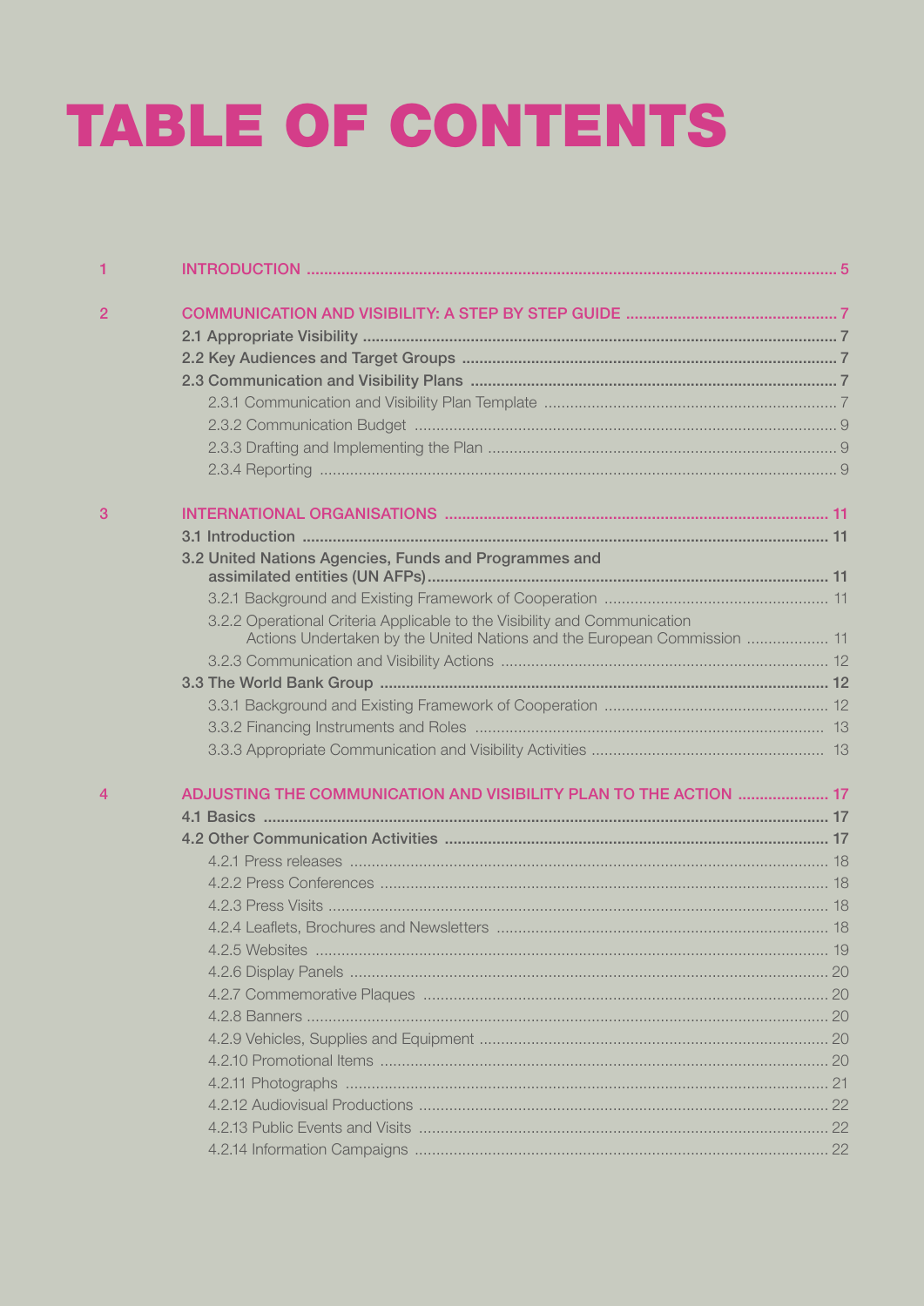# TABLE OF CONTENTS

| | | |
|---|---|---|
| 1 | INTRODUCTION | 5 |
| 2 | COMMUNICATION AND VISIBILITY: A STEP BY STEP GUIDE | 7 |
| | 2.1 Appropriate Visibility | 7 |
| | 2.2 Key Audiences and Target Groups | 7 |
| | 2.3 Communication and Visibility Plans | 7 |
| | 2.3.1 Communication and Visibility Plan Template | 7 |
| | 2.3.2 Communication Budget | 9 |
| | 2.3.3 Drafting and Implementing the Plan | 9 |
| | 2.3.4 Reporting | 9 |
| 3 | INTERNATIONAL ORGANISATIONS | 11 |
| | 3.1 Introduction | 11 |
| | 3.2 United Nations Agencies, Funds and Programmes and assimilated entities (UN AFPs) | 11 |
| | 3.2.1 Background and Existing Framework of Cooperation | 11 |
| | 3.2.2 Operational Criteria Applicable to the Visibility and Communication Actions Undertaken by the United Nations and the European Commission | 11 |
| | 3.2.3 Communication and Visibility Actions | 12 |
| | 3.3 The World Bank Group | 12 |
| | 3.3.1 Background and Existing Framework of Cooperation | 12 |
| | 3.3.2 Financing Instruments and Roles | 13 |
| | 3.3.3 Appropriate Communication and Visibility Activities | 13 |
| 4 | ADJUSTING THE COMMUNICATION AND VISIBILITY PLAN TO THE ACTION | 17 |
| | 4.1 Basics | 17 |
| | 4.2 Other Communication Activities | 17 |
| | 4.2.1 Press releases | 18 |
| | 4.2.2 Press Conferences | 18 |
| | 4.2.3 Press Visits | 18 |
| | 4.2.4 Leaflets, Brochures and Newsletters | 18 |
| | 4.2.5 Websites | 19 |
| | 4.2.6 Display Panels | 20 |
| | 4.2.7 Commemorative Plaques | 20 |
| | 4.2.8 Banners | 20 |
| | 4.2.9 Vehicles, Supplies and Equipment | 20 |
| | 4.2.10 Promotional Items | 20 |
| | 4.2.11 Photographs | 21 |
| | 4.2.12 Audiovisual Productions | 22 |
| | 4.2.13 Public Events and Visits | 22 |
| | 4.2.14 Information Campaigns | 22 |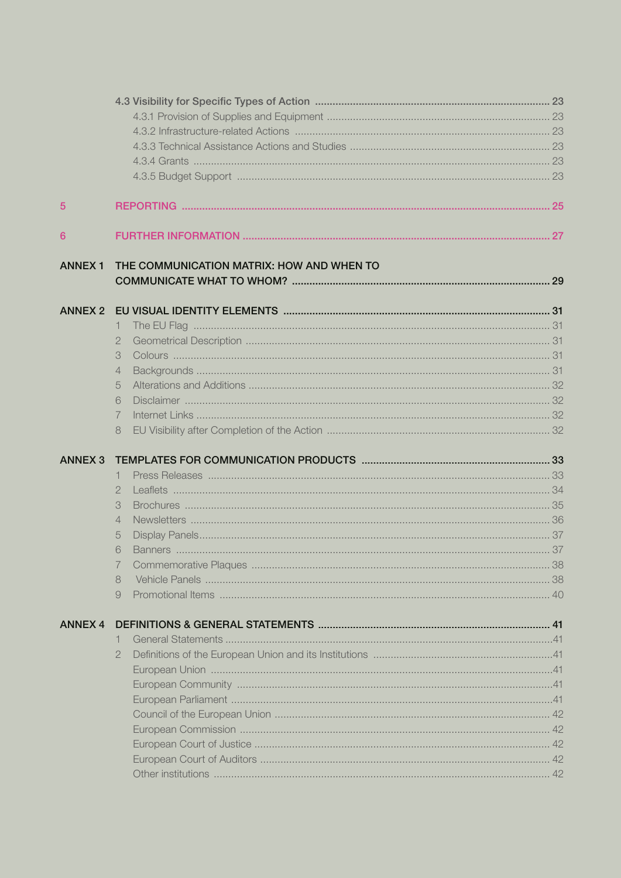4.3 Visibility for Specific Types of Action ..... 23

- 4.3.1 Provision of Supplies and Equipment ..... 23
- 4.3.2 Infrastructure-related Actions ..... 23
- 4.3.3 Technical Assistance Actions and Studies ..... 23
- 4.3.4 Grants ..... 23
- 4.3.5 Budget Support ..... 23

5 REPORTING ..... 25

6 FURTHER INFORMATION ..... 27

ANNEX 1 THE COMMUNICATION MATRIX: HOW AND WHEN TO COMMUNICATE WHAT TO WHOM? ..... 29

ANNEX 2 EU VISUAL IDENTITY ELEMENTS ..... 31

1. The EU Flag ..... 31
2. Geometrical Description ..... 31
3. Colours ..... 31
4. Backgrounds ..... 31
5. Alterations and Additions ..... 32
6. Disclaimer ..... 32
7. Internet Links ..... 32
8. EU Visibility after Completion of the Action ..... 32

ANNEX 3 TEMPLATES FOR COMMUNICATION PRODUCTS ..... 33

1. Press Releases ..... 33
2. Leaflets ..... 34
3. Brochures ..... 35
4. Newsletters ..... 36
5. Display Panels ..... 37
6. Banners ..... 37
7. Commemorative Plaques ..... 38
8. Vehicle Panels ..... 38
9. Promotional Items ..... 40

ANNEX 4 DEFINITIONS & GENERAL STATEMENTS ..... 41

1. General Statements ..... 41
2. Definitions of the European Union and its Institutions ..... 41
   - European Union ..... 41
   - European Community ..... 41
   - European Parliament ..... 41
   - Council of the European Union ..... 42
   - European Commission ..... 42
   - European Court of Justice ..... 42
   - European Court of Auditors ..... 42
   - Other institutions ..... 42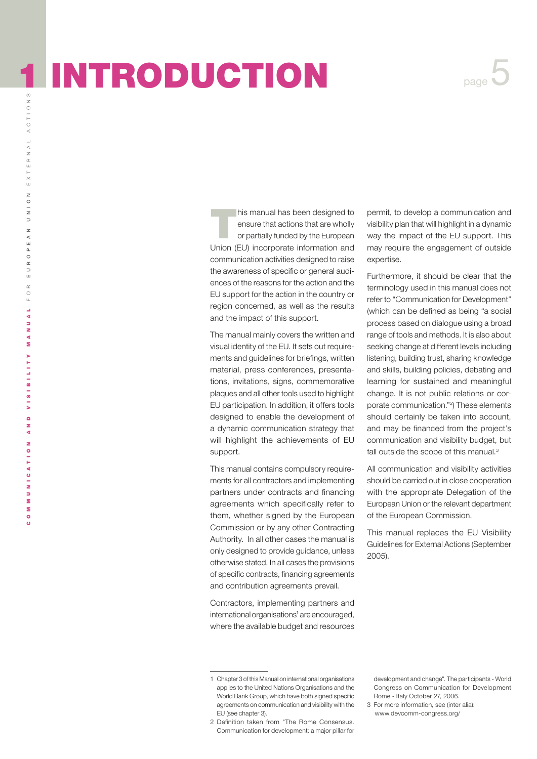# 1 INTRODUCTION

This manual has been designed to ensure that actions that are wholly or partially funded by the European Union (EU) incorporate information and communication activities designed to raise the awareness of specific or general audiences of the reasons for the action and the EU support for the action in the country or region concerned, as well as the results and the impact of this support.

The manual mainly covers the written and visual identity of the EU. It sets out requirements and guidelines for briefings, written material, press conferences, presentations, invitations, signs, commemorative plaques and all other tools used to highlight EU participation. In addition, it offers tools designed to enable the development of a dynamic communication strategy that will highlight the achievements of EU support.

This manual contains compulsory requirements for all contractors and implementing partners under contracts and financing agreements which specifically refer to them, whether signed by the European Commission or by any other Contracting Authority. In all other cases the manual is only designed to provide guidance, unless otherwise stated. In all cases the provisions of specific contracts, financing agreements and contribution agreements prevail.

Contractors, implementing partners and international organisations[1] are encouraged, where the available budget and resources permit, to develop a communication and visibility plan that will highlight in a dynamic way the impact of the EU support. This may require the engagement of outside expertise.

Furthermore, it should be clear that the terminology used in this manual does not refer to "Communication for Development" (which can be defined as being "a social process based on dialogue using a broad range of tools and methods. It is also about seeking change at different levels including listening, building trust, sharing knowledge and skills, building policies, debating and learning for sustained and meaningful change. It is not public relations or corporate communication."[2]) These elements should certainly be taken into account, and may be financed from the project's communication and visibility budget, but fall outside the scope of this manual.[3]

All communication and visibility activities should be carried out in close cooperation with the appropriate Delegation of the European Union or the relevant department of the European Commission.

This manual replaces the EU Visibility Guidelines for External Actions (September 2005).

---

1 Chapter 3 of this Manual on international organisations applies to the United Nations Organisations and the World Bank Group, which have both signed specific agreements on communication and visibility with the EU (see chapter 3).

2 Definition taken from "The Rome Consensus. Communication for development: a major pillar for development and change". The participants - World Congress on Communication for Development Rome - Italy October 27, 2006.

3 For more information, see (inter alia): www.devcomm-congress.org/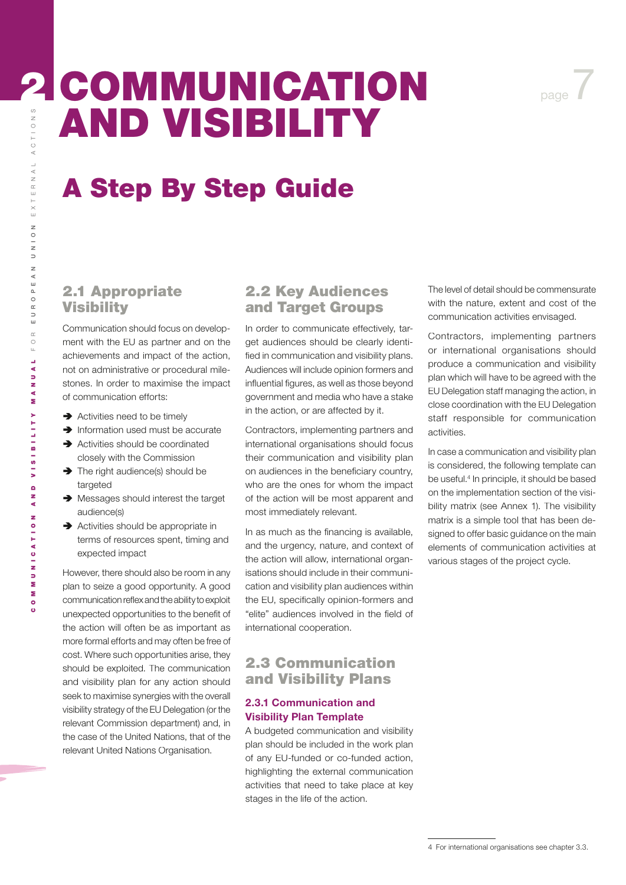# 2 COMMUNICATION AND VISIBILITY

# A Step By Step Guide

## 2.1 Appropriate Visibility

Communication should focus on development with the EU as partner and on the achievements and impact of the action, not on administrative or procedural milestones. In order to maximise the impact of communication efforts:

- Activities need to be timely
- Information used must be accurate
- Activities should be coordinated closely with the Commission
- The right audience(s) should be targeted
- Messages should interest the target audience(s)
- Activities should be appropriate in terms of resources spent, timing and expected impact

However, there should also be room in any plan to seize a good opportunity. A good communication reflex and the ability to exploit unexpected opportunities to the benefit of the action will often be as important as more formal efforts and may often be free of cost. Where such opportunities arise, they should be exploited. The communication and visibility plan for any action should seek to maximise synergies with the overall visibility strategy of the EU Delegation (or the relevant Commission department) and, in the case of the United Nations, that of the relevant United Nations Organisation.

## 2.2 Key Audiences and Target Groups

In order to communicate effectively, target audiences should be clearly identified in communication and visibility plans. Audiences will include opinion formers and influential figures, as well as those beyond government and media who have a stake in the action, or are affected by it.

Contractors, implementing partners and international organisations should focus their communication and visibility plan on audiences in the beneficiary country, who are the ones for whom the impact of the action will be most apparent and most immediately relevant.

In as much as the financing is available, and the urgency, nature, and context of the action will allow, international organisations should include in their communication and visibility plan audiences within the EU, specifically opinion-formers and "elite" audiences involved in the field of international cooperation.

## 2.3 Communication and Visibility Plans

### 2.3.1 Communication and Visibility Plan Template

A budgeted communication and visibility plan should be included in the work plan of any EU-funded or co-funded action, highlighting the external communication activities that need to take place at key stages in the life of the action.

The level of detail should be commensurate with the nature, extent and cost of the communication activities envisaged.

Contractors, implementing partners or international organisations should produce a communication and visibility plan which will have to be agreed with the EU Delegation staff managing the action, in close coordination with the EU Delegation staff responsible for communication activities.

In case a communication and visibility plan is considered, the following template can be useful.[4] In principle, it should be based on the implementation section of the visibility matrix (see Annex 1). The visibility matrix is a simple tool that has been designed to offer basic guidance on the main elements of communication activities at various stages of the project cycle.

4 For international organisations see chapter 3.3.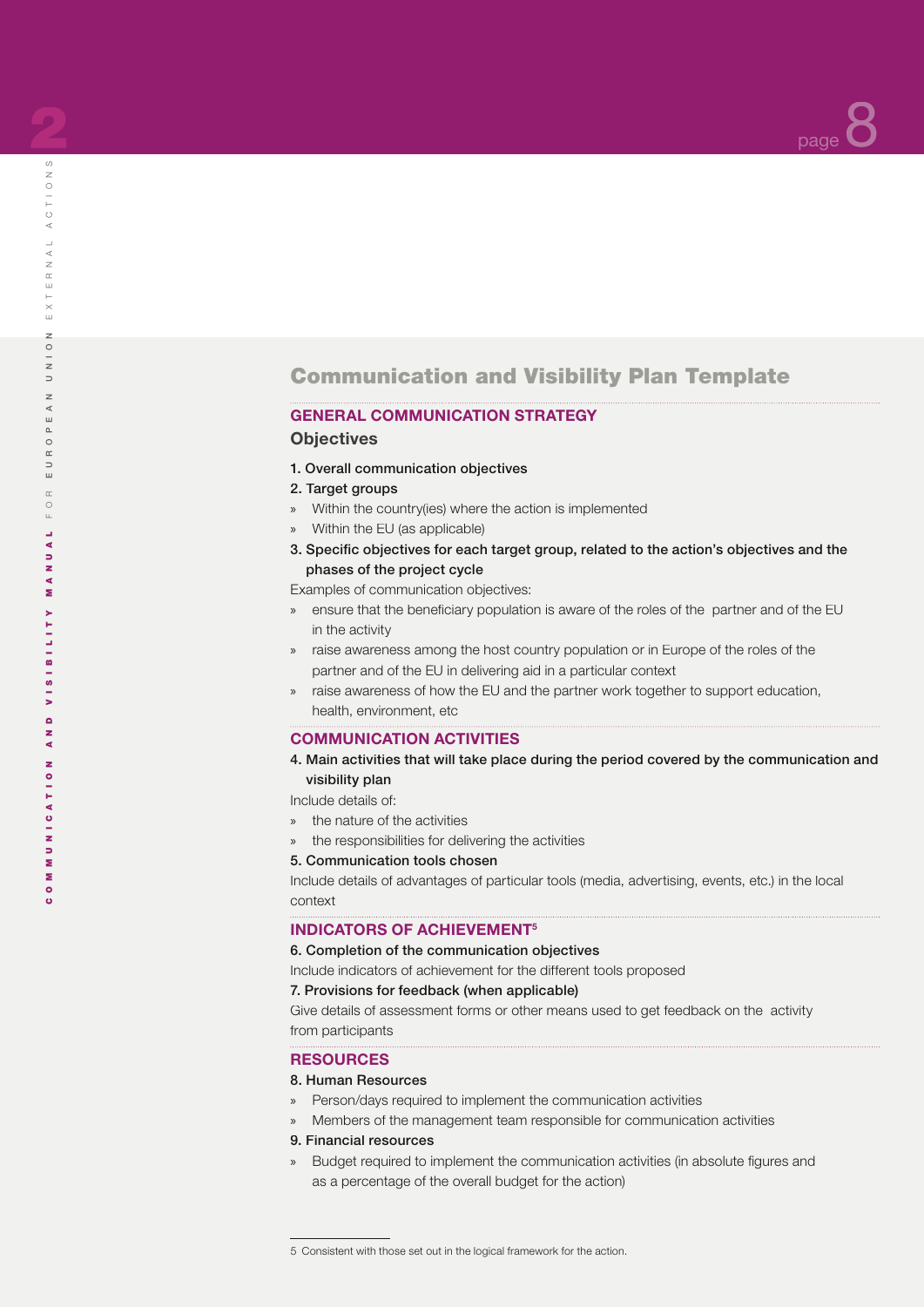# Communication and Visibility Plan Template

## GENERAL COMMUNICATION STRATEGY

### Objectives

**1. Overall communication objectives**

**2. Target groups**

- Within the country(ies) where the action is implemented
- Within the EU (as applicable)

**3. Specific objectives for each target group, related to the action's objectives and the phases of the project cycle**

Examples of communication objectives:

- ensure that the beneficiary population is aware of the roles of the partner and of the EU in the activity
- raise awareness among the host country population or in Europe of the roles of the partner and of the EU in delivering aid in a particular context
- raise awareness of how the EU and the partner work together to support education, health, environment, etc

## COMMUNICATION ACTIVITIES

**4. Main activities that will take place during the period covered by the communication and visibility plan**

Include details of:

- the nature of the activities
- the responsibilities for delivering the activities

**5. Communication tools chosen**

Include details of advantages of particular tools (media, advertising, events, etc.) in the local context

## INDICATORS OF ACHIEVEMENT[5]

**6. Completion of the communication objectives**

Include indicators of achievement for the different tools proposed

**7. Provisions for feedback (when applicable)**

Give details of assessment forms or other means used to get feedback on the activity from participants

## RESOURCES

**8. Human Resources**

- Person/days required to implement the communication activities
- Members of the management team responsible for communication activities

**9. Financial resources**

- Budget required to implement the communication activities (in absolute figures and as a percentage of the overall budget for the action)

---

5 Consistent with those set out in the logical framework for the action.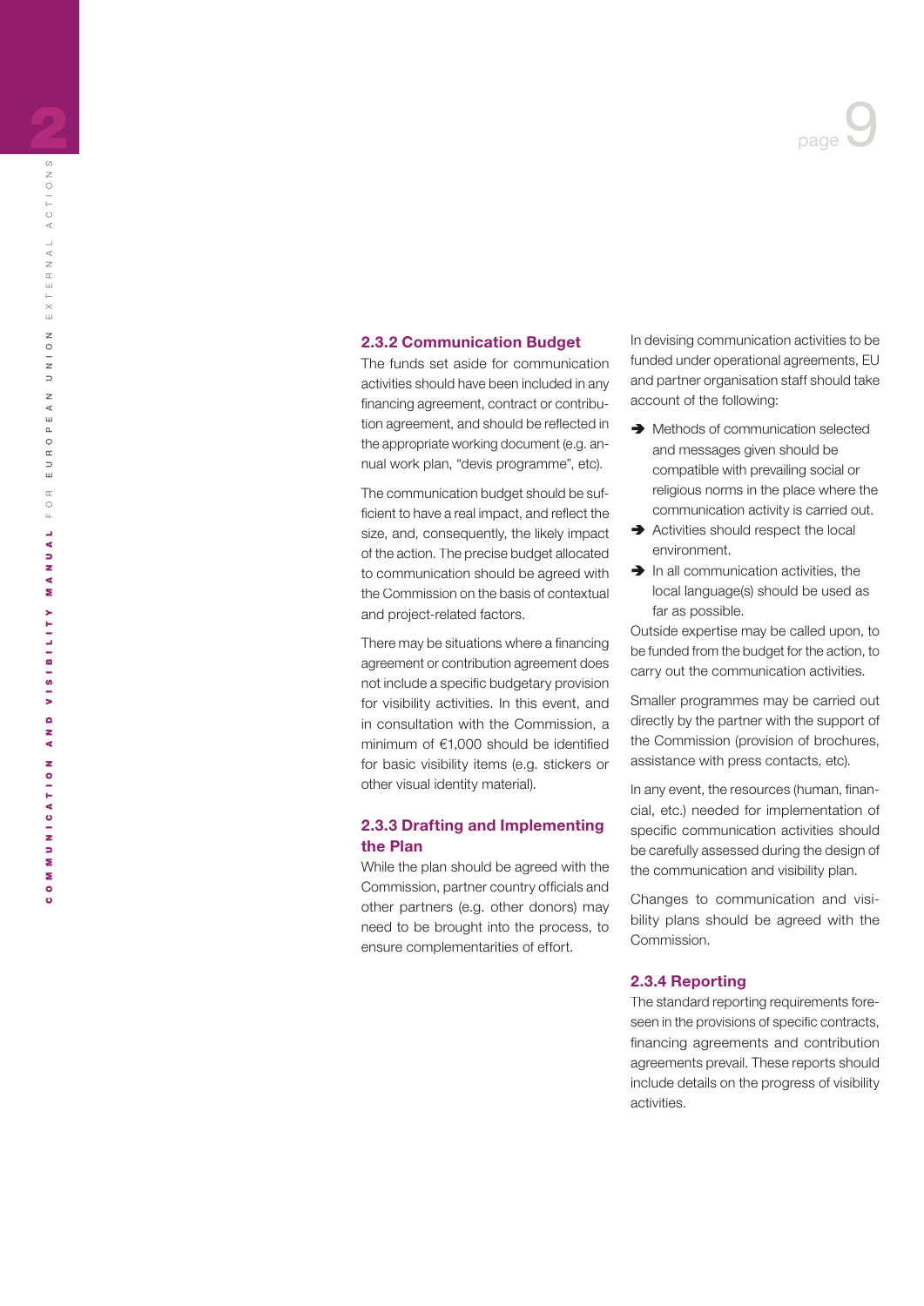### 2.3.2 Communication Budget

The funds set aside for communication activities should have been included in any financing agreement, contract or contribution agreement, and should be reflected in the appropriate working document (e.g. annual work plan, "devis programme", etc).

The communication budget should be sufficient to have a real impact, and reflect the size, and, consequently, the likely impact of the action. The precise budget allocated to communication should be agreed with the Commission on the basis of contextual and project-related factors.

There may be situations where a financing agreement or contribution agreement does not include a specific budgetary provision for visibility activities. In this event, and in consultation with the Commission, a minimum of €1,000 should be identified for basic visibility items (e.g. stickers or other visual identity material).

### 2.3.3 Drafting and Implementing the Plan

While the plan should be agreed with the Commission, partner country officials and other partners (e.g. other donors) may need to be brought into the process, to ensure complementarities of effort.

In devising communication activities to be funded under operational agreements, EU and partner organisation staff should take account of the following:

- ➔ Methods of communication selected and messages given should be compatible with prevailing social or religious norms in the place where the communication activity is carried out.
- ➔ Activities should respect the local environment.
- ➔ In all communication activities, the local language(s) should be used as far as possible.

Outside expertise may be called upon, to be funded from the budget for the action, to carry out the communication activities.

Smaller programmes may be carried out directly by the partner with the support of the Commission (provision of brochures, assistance with press contacts, etc).

In any event, the resources (human, financial, etc.) needed for implementation of specific communication activities should be carefully assessed during the design of the communication and visibility plan.

Changes to communication and visibility plans should be agreed with the Commission.

### 2.3.4 Reporting

The standard reporting requirements foreseen in the provisions of specific contracts, financing agreements and contribution agreements prevail. These reports should include details on the progress of visibility activities.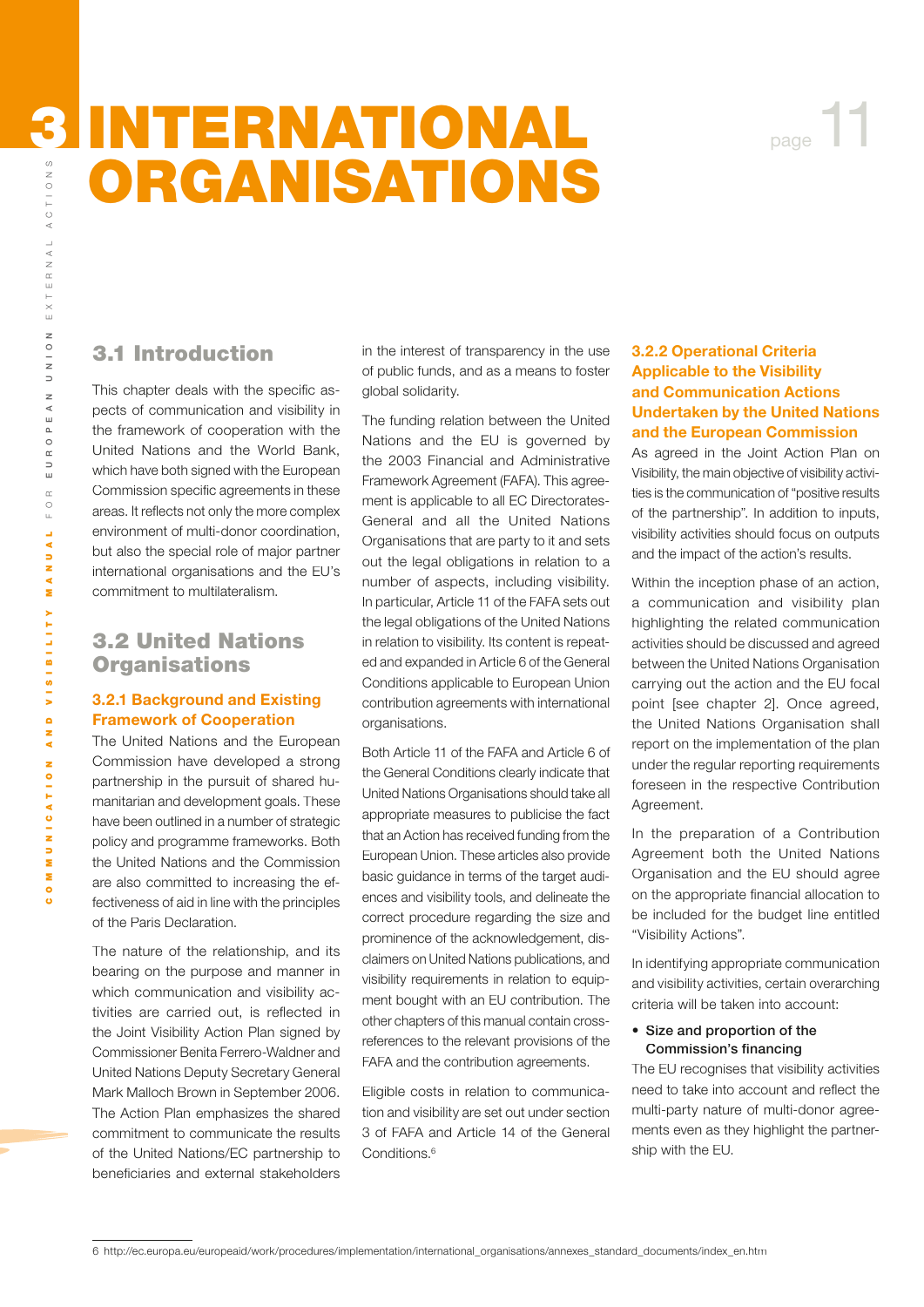# 3 INTERNATIONAL ORGANISATIONS

## 3.1 Introduction

This chapter deals with the specific aspects of communication and visibility in the framework of cooperation with the United Nations and the World Bank, which have both signed with the European Commission specific agreements in these areas. It reflects not only the more complex environment of multi-donor coordination, but also the special role of major partner international organisations and the EU's commitment to multilateralism.

## 3.2 United Nations Organisations

### 3.2.1 Background and Existing Framework of Cooperation

The United Nations and the European Commission have developed a strong partnership in the pursuit of shared humanitarian and development goals. These have been outlined in a number of strategic policy and programme frameworks. Both the United Nations and the Commission are also committed to increasing the effectiveness of aid in line with the principles of the Paris Declaration.

The nature of the relationship, and its bearing on the purpose and manner in which communication and visibility activities are carried out, is reflected in the Joint Visibility Action Plan signed by Commissioner Benita Ferrero-Waldner and United Nations Deputy Secretary General Mark Malloch Brown in September 2006. The Action Plan emphasizes the shared commitment to communicate the results of the United Nations/EC partnership to beneficiaries and external stakeholders in the interest of transparency in the use of public funds, and as a means to foster global solidarity.

The funding relation between the United Nations and the EU is governed by the 2003 Financial and Administrative Framework Agreement (FAFA). This agreement is applicable to all EC Directorates-General and all the United Nations Organisations that are party to it and sets out the legal obligations in relation to a number of aspects, including visibility. In particular, Article 11 of the FAFA sets out the legal obligations of the United Nations in relation to visibility. Its content is repeated and expanded in Article 6 of the General Conditions applicable to European Union contribution agreements with international organisations.

Both Article 11 of the FAFA and Article 6 of the General Conditions clearly indicate that United Nations Organisations should take all appropriate measures to publicise the fact that an Action has received funding from the European Union. These articles also provide basic guidance in terms of the target audiences and visibility tools, and delineate the correct procedure regarding the size and prominence of the acknowledgement, disclaimers on United Nations publications, and visibility requirements in relation to equipment bought with an EU contribution. The other chapters of this manual contain cross-references to the relevant provisions of the FAFA and the contribution agreements.

Eligible costs in relation to communication and visibility are set out under section 3 of FAFA and Article 14 of the General Conditions.[6]

### 3.2.2 Operational Criteria Applicable to the Visibility and Communication Actions Undertaken by the United Nations and the European Commission

As agreed in the Joint Action Plan on Visibility, the main objective of visibility activities is the communication of "positive results of the partnership". In addition to inputs, visibility activities should focus on outputs and the impact of the action's results.

Within the inception phase of an action, a communication and visibility plan highlighting the related communication activities should be discussed and agreed between the United Nations Organisation carrying out the action and the EU focal point [see chapter 2]. Once agreed, the United Nations Organisation shall report on the implementation of the plan under the regular reporting requirements foreseen in the respective Contribution Agreement.

In the preparation of a Contribution Agreement both the United Nations Organisation and the EU should agree on the appropriate financial allocation to be included for the budget line entitled "Visibility Actions".

In identifying appropriate communication and visibility activities, certain overarching criteria will be taken into account:

- **Size and proportion of the Commission's financing**

The EU recognises that visibility activities need to take into account and reflect the multi-party nature of multi-donor agreements even as they highlight the partnership with the EU.

---

6 http://ec.europa.eu/europeaid/work/procedures/implementation/international_organisations/annexes_standard_documents/index_en.htm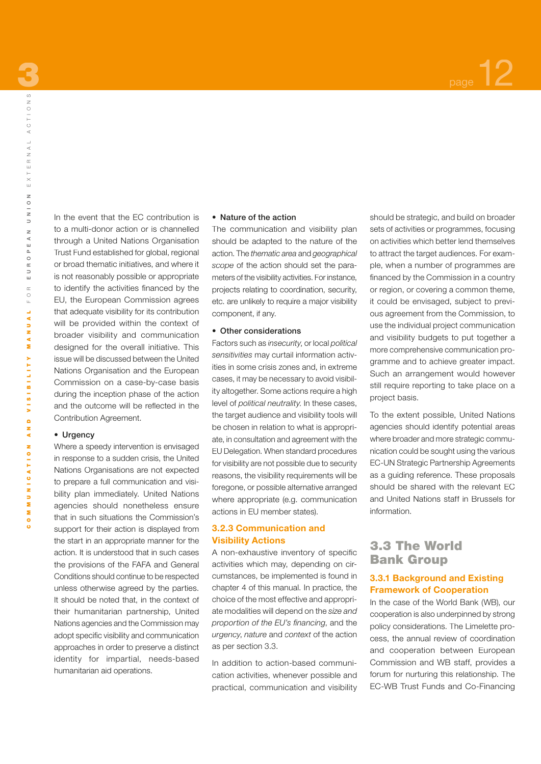In the event that the EC contribution is to a multi-donor action or is channelled through a United Nations Organisation Trust Fund established for global, regional or broad thematic initiatives, and where it is not reasonably possible or appropriate to identify the activities financed by the EU, the European Commission agrees that adequate visibility for its contribution will be provided within the context of broader visibility and communication designed for the overall initiative. This issue will be discussed between the United Nations Organisation and the European Commission on a case-by-case basis during the inception phase of the action and the outcome will be reflected in the Contribution Agreement.

- **Urgency**

Where a speedy intervention is envisaged in response to a sudden crisis, the United Nations Organisations are not expected to prepare a full communication and visibility plan immediately. United Nations agencies should nonetheless ensure that in such situations the Commission's support for their action is displayed from the start in an appropriate manner for the action. It is understood that in such cases the provisions of the FAFA and General Conditions should continue to be respected unless otherwise agreed by the parties. It should be noted that, in the context of their humanitarian partnership, United Nations agencies and the Commission may adopt specific visibility and communication approaches in order to preserve a distinct identity for impartial, needs-based humanitarian aid operations.

- **Nature of the action**

The communication and visibility plan should be adapted to the nature of the action. The *thematic area* and *geographical scope* of the action should set the parameters of the visibility activities. For instance, projects relating to coordination, security, etc. are unlikely to require a major visibility component, if any.

- **Other considerations**

Factors such as *insecurity*, or local *political sensitivities* may curtail information activities in some crisis zones and, in extreme cases, it may be necessary to avoid visibility altogether. Some actions require a high level of *political neutrality*. In these cases, the target audience and visibility tools will be chosen in relation to what is appropriate, in consultation and agreement with the EU Delegation. When standard procedures for visibility are not possible due to security reasons, the visibility requirements will be foregone, or possible alternative arranged where appropriate (e.g. communication actions in EU member states).

### 3.2.3 Communication and Visibility Actions

A non-exhaustive inventory of specific activities which may, depending on circumstances, be implemented is found in chapter 4 of this manual. In practice, the choice of the most effective and appropriate modalities will depend on the *size and proportion of the EU's financing*, and the *urgency*, *nature* and *context* of the action as per section 3.3.

In addition to action-based communication activities, whenever possible and practical, communication and visibility should be strategic, and build on broader sets of activities or programmes, focusing on activities which better lend themselves to attract the target audiences. For example, when a number of programmes are financed by the Commission in a country or region, or covering a common theme, it could be envisaged, subject to previous agreement from the Commission, to use the individual project communication and visibility budgets to put together a more comprehensive communication programme and to achieve greater impact. Such an arrangement would however still require reporting to take place on a project basis.

To the extent possible, United Nations agencies should identify potential areas where broader and more strategic communication could be sought using the various EC-UN Strategic Partnership Agreements as a guiding reference. These proposals should be shared with the relevant EC and United Nations staff in Brussels for information.

## 3.3 The World Bank Group

### 3.3.1 Background and Existing Framework of Cooperation

In the case of the World Bank (WB), our cooperation is also underpinned by strong policy considerations. The Limelette process, the annual review of coordination and cooperation between European Commission and WB staff, provides a forum for nurturing this relationship. The EC-WB Trust Funds and Co-Financing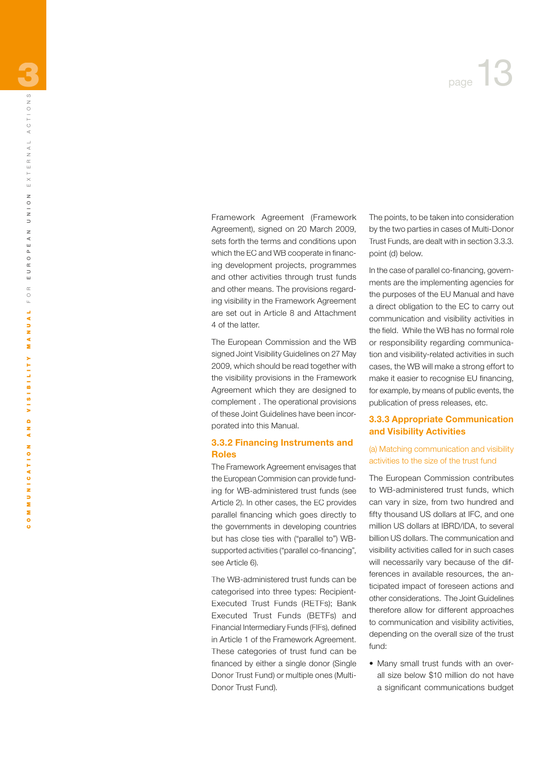Framework Agreement (Framework Agreement), signed on 20 March 2009, sets forth the terms and conditions upon which the EC and WB cooperate in financing development projects, programmes and other activities through trust funds and other means. The provisions regarding visibility in the Framework Agreement are set out in Article 8 and Attachment 4 of the latter.

The European Commission and the WB signed Joint Visibility Guidelines on 27 May 2009, which should be read together with the visibility provisions in the Framework Agreement which they are designed to complement . The operational provisions of these Joint Guidelines have been incorporated into this Manual.

### 3.3.2 Financing Instruments and Roles

The Framework Agreement envisages that the European Commision can provide funding for WB-administered trust funds (see Article 2). In other cases, the EC provides parallel financing which goes directly to the governments in developing countries but has close ties with ("parallel to") WB-supported activities ("parallel co-financing", see Article 6).

The WB-administered trust funds can be categorised into three types: Recipient-Executed Trust Funds (RETFs); Bank Executed Trust Funds (BETFs) and Financial Intermediary Funds (FIFs), defined in Article 1 of the Framework Agreement. These categories of trust fund can be financed by either a single donor (Single Donor Trust Fund) or multiple ones (Multi-Donor Trust Fund).

The points, to be taken into consideration by the two parties in cases of Multi-Donor Trust Funds, are dealt with in section 3.3.3. point (d) below.

In the case of parallel co-financing, governments are the implementing agencies for the purposes of the EU Manual and have a direct obligation to the EC to carry out communication and visibility activities in the field. While the WB has no formal role or responsibility regarding communication and visibility-related activities in such cases, the WB will make a strong effort to make it easier to recognise EU financing, for example, by means of public events, the publication of press releases, etc.

### 3.3.3 Appropriate Communication and Visibility Activities

#### (a) Matching communication and visibility activities to the size of the trust fund

The European Commission contributes to WB-administered trust funds, which can vary in size, from two hundred and fifty thousand US dollars at IFC, and one million US dollars at IBRD/IDA, to several billion US dollars. The communication and visibility activities called for in such cases will necessarily vary because of the differences in available resources, the anticipated impact of foreseen actions and other considerations. The Joint Guidelines therefore allow for different approaches to communication and visibility activities, depending on the overall size of the trust fund:

- Many small trust funds with an overall size below $10 million do not have a significant communications budget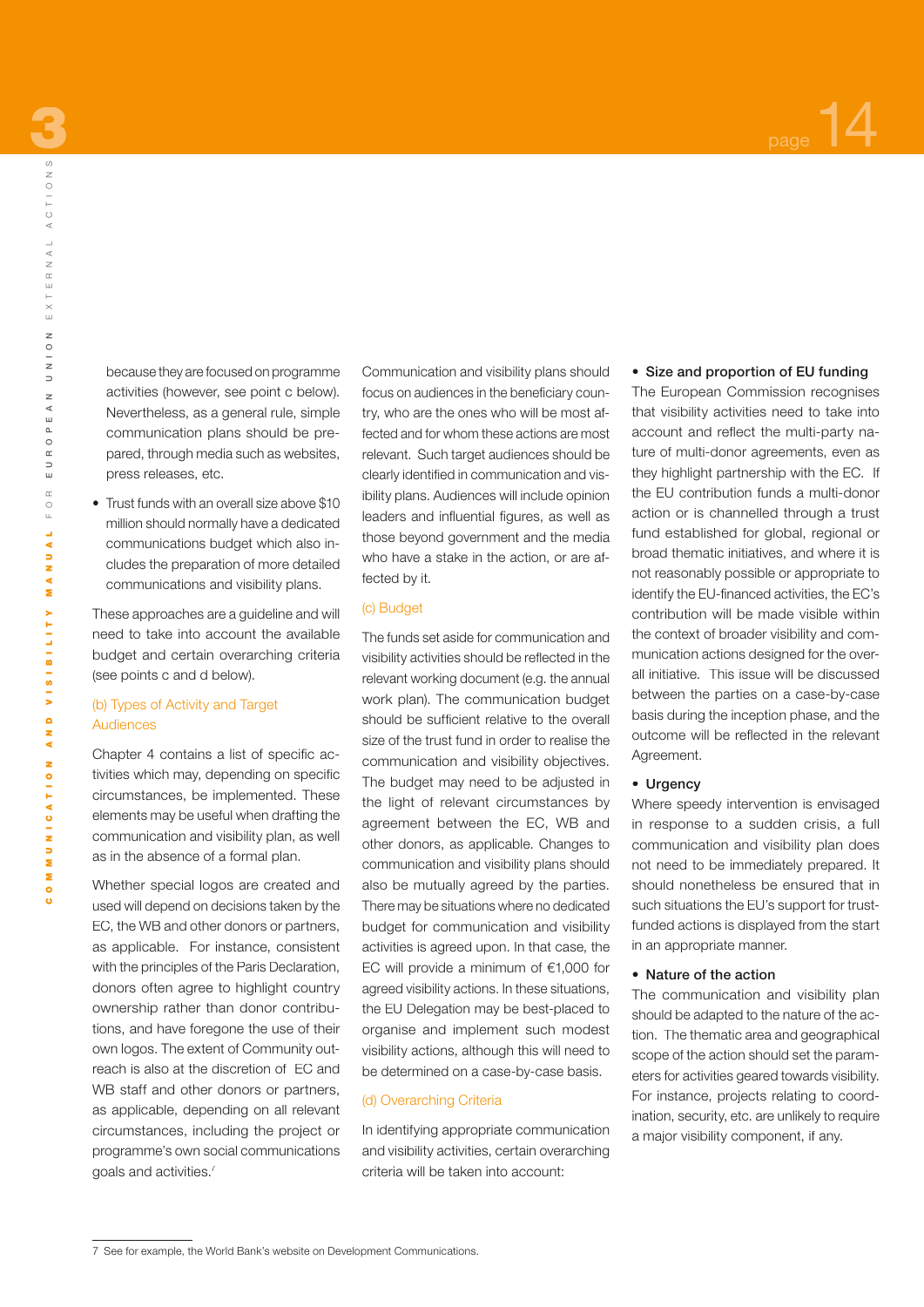because they are focused on programme activities (however, see point c below). Nevertheless, as a general rule, simple communication plans should be prepared, through media such as websites, press releases, etc.

- Trust funds with an overall size above $10 million should normally have a dedicated communications budget which also includes the preparation of more detailed communications and visibility plans.

These approaches are a guideline and will need to take into account the available budget and certain overarching criteria (see points c and d below).

### (b) Types of Activity and Target Audiences

Chapter 4 contains a list of specific activities which may, depending on specific circumstances, be implemented. These elements may be useful when drafting the communication and visibility plan, as well as in the absence of a formal plan.

Whether special logos are created and used will depend on decisions taken by the EC, the WB and other donors or partners, as applicable. For instance, consistent with the principles of the Paris Declaration, donors often agree to highlight country ownership rather than donor contributions, and have foregone the use of their own logos. The extent of Community outreach is also at the discretion of EC and WB staff and other donors or partners, as applicable, depending on all relevant circumstances, including the project or programme's own social communications goals and activities.[7]

Communication and visibility plans should focus on audiences in the beneficiary country, who are the ones who will be most affected and for whom these actions are most relevant. Such target audiences should be clearly identified in communication and visibility plans. Audiences will include opinion leaders and influential figures, as well as those beyond government and the media who have a stake in the action, or are affected by it.

### (c) Budget

The funds set aside for communication and visibility activities should be reflected in the relevant working document (e.g. the annual work plan). The communication budget should be sufficient relative to the overall size of the trust fund in order to realise the communication and visibility objectives. The budget may need to be adjusted in the light of relevant circumstances by agreement between the EC, WB and other donors, as applicable. Changes to communication and visibility plans should also be mutually agreed by the parties. There may be situations where no dedicated budget for communication and visibility activities is agreed upon. In that case, the EC will provide a minimum of €1,000 for agreed visibility actions. In these situations, the EU Delegation may be best-placed to organise and implement such modest visibility actions, although this will need to be determined on a case-by-case basis.

### (d) Overarching Criteria

In identifying appropriate communication and visibility activities, certain overarching criteria will be taken into account:

- **Size and proportion of EU funding**

The European Commission recognises that visibility activities need to take into account and reflect the multi-party nature of multi-donor agreements, even as they highlight partnership with the EC. If the EU contribution funds a multi-donor action or is channelled through a trust fund established for global, regional or broad thematic initiatives, and where it is not reasonably possible or appropriate to identify the EU-financed activities, the EC's contribution will be made visible within the context of broader visibility and communication actions designed for the overall initiative. This issue will be discussed between the parties on a case-by-case basis during the inception phase, and the outcome will be reflected in the relevant Agreement.

- **Urgency**

Where speedy intervention is envisaged in response to a sudden crisis, a full communication and visibility plan does not need to be immediately prepared. It should nonetheless be ensured that in such situations the EU's support for trust-funded actions is displayed from the start in an appropriate manner.

- **Nature of the action**

The communication and visibility plan should be adapted to the nature of the action. The thematic area and geographical scope of the action should set the parameters for activities geared towards visibility. For instance, projects relating to coordination, security, etc. are unlikely to require a major visibility component, if any.

---

7 See for example, the World Bank's website on Development Communications.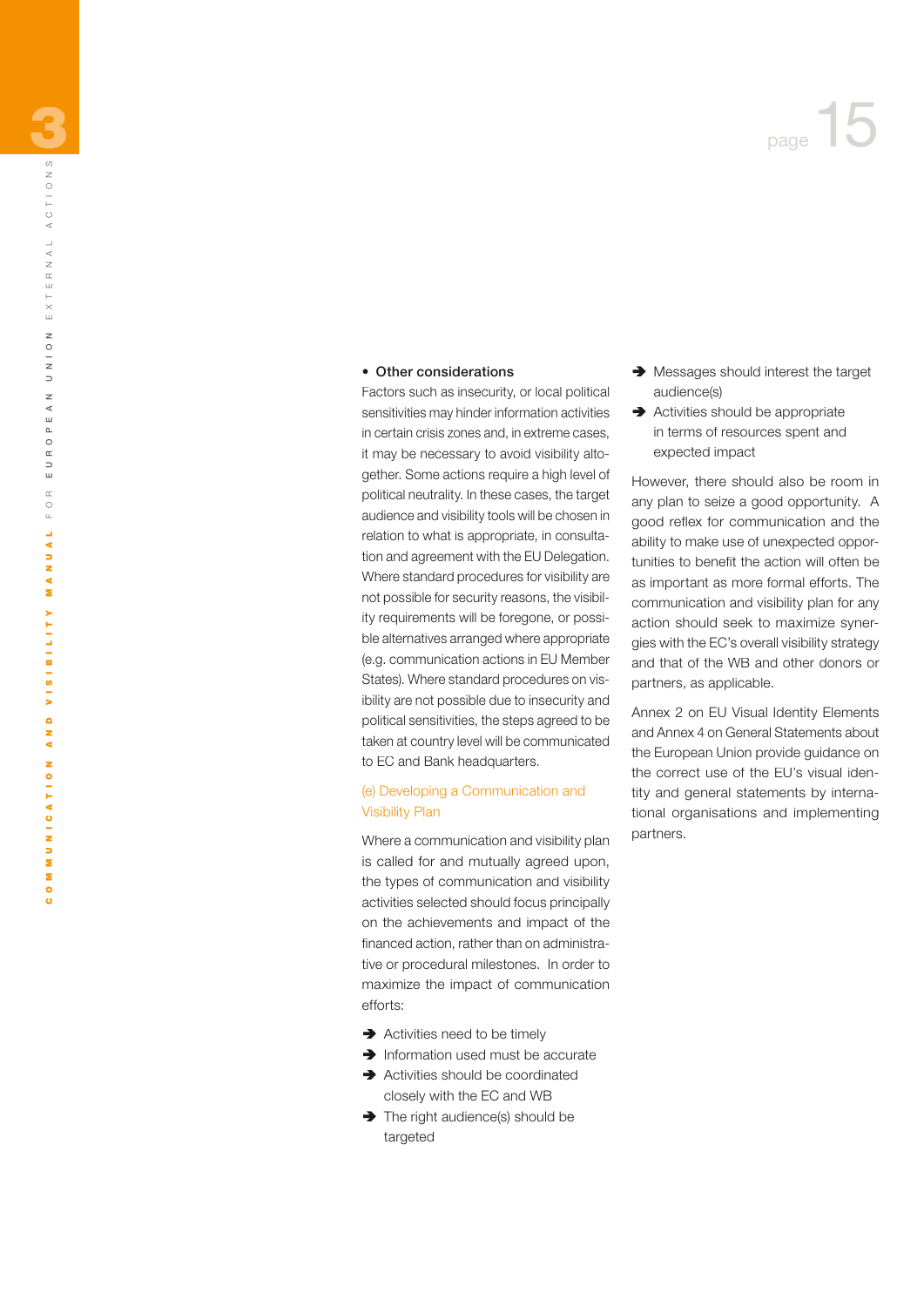- **Other considerations**

Factors such as insecurity, or local political sensitivities may hinder information activities in certain crisis zones and, in extreme cases, it may be necessary to avoid visibility altogether. Some actions require a high level of political neutrality. In these cases, the target audience and visibility tools will be chosen in relation to what is appropriate, in consultation and agreement with the EU Delegation. Where standard procedures for visibility are not possible for security reasons, the visibility requirements will be foregone, or possible alternatives arranged where appropriate (e.g. communication actions in EU Member States). Where standard procedures on visibility are not possible due to insecurity and political sensitivities, the steps agreed to be taken at country level will be communicated to EC and Bank headquarters.

### (e) Developing a Communication and Visibility Plan

Where a communication and visibility plan is called for and mutually agreed upon, the types of communication and visibility activities selected should focus principally on the achievements and impact of the financed action, rather than on administrative or procedural milestones. In order to maximize the impact of communication efforts:

- ➔ Activities need to be timely
- ➔ Information used must be accurate
- ➔ Activities should be coordinated closely with the EC and WB
- ➔ The right audience(s) should be targeted
- ➔ Messages should interest the target audience(s)
- ➔ Activities should be appropriate in terms of resources spent and expected impact

However, there should also be room in any plan to seize a good opportunity. A good reflex for communication and the ability to make use of unexpected opportunities to benefit the action will often be as important as more formal efforts. The communication and visibility plan for any action should seek to maximize synergies with the EC's overall visibility strategy and that of the WB and other donors or partners, as applicable.

Annex 2 on EU Visual Identity Elements and Annex 4 on General Statements about the European Union provide guidance on the correct use of the EU's visual identity and general statements by international organisations and implementing partners.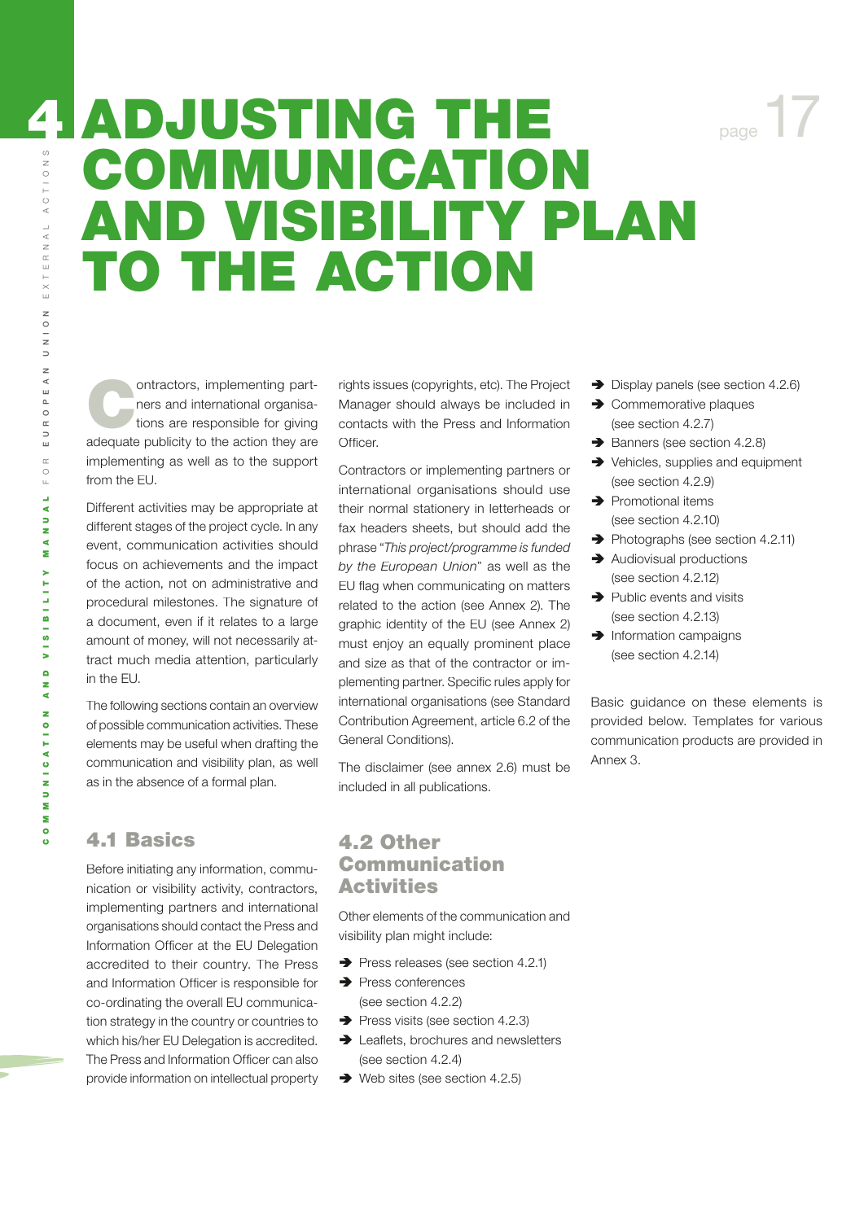# 4 ADJUSTING THE COMMUNICATION AND VISIBILITY PLAN TO THE ACTION

Contractors, implementing partners and international organisations are responsible for giving adequate publicity to the action they are implementing as well as to the support from the EU.

Different activities may be appropriate at different stages of the project cycle. In any event, communication activities should focus on achievements and the impact of the action, not on administrative and procedural milestones. The signature of a document, even if it relates to a large amount of money, will not necessarily attract much media attention, particularly in the EU.

The following sections contain an overview of possible communication activities. These elements may be useful when drafting the communication and visibility plan, as well as in the absence of a formal plan.

## 4.1 Basics

Before initiating any information, communication or visibility activity, contractors, implementing partners and international organisations should contact the Press and Information Officer at the EU Delegation accredited to their country. The Press and Information Officer is responsible for co-ordinating the overall EU communication strategy in the country or countries to which his/her EU Delegation is accredited. The Press and Information Officer can also provide information on intellectual property rights issues (copyrights, etc). The Project Manager should always be included in contacts with the Press and Information Officer.

Contractors or implementing partners or international organisations should use their normal stationery in letterheads or fax headers sheets, but should add the phrase "*This project/programme is funded by the European Union*" as well as the EU flag when communicating on matters related to the action (see Annex 2). The graphic identity of the EU (see Annex 2) must enjoy an equally prominent place and size as that of the contractor or implementing partner. Specific rules apply for international organisations (see Standard Contribution Agreement, article 6.2 of the General Conditions).

The disclaimer (see annex 2.6) must be included in all publications.

## 4.2 Other Communication Activities

Other elements of the communication and visibility plan might include:

- Press releases (see section 4.2.1)
- Press conferences (see section 4.2.2)
- Press visits (see section 4.2.3)
- Leaflets, brochures and newsletters (see section 4.2.4)
- Web sites (see section 4.2.5)
- Display panels (see section 4.2.6)
- Commemorative plaques (see section 4.2.7)
- Banners (see section 4.2.8)
- Vehicles, supplies and equipment (see section 4.2.9)
- Promotional items (see section 4.2.10)
- Photographs (see section 4.2.11)
- Audiovisual productions (see section 4.2.12)
- Public events and visits (see section 4.2.13)
- Information campaigns (see section 4.2.14)

Basic guidance on these elements is provided below. Templates for various communication products are provided in Annex 3.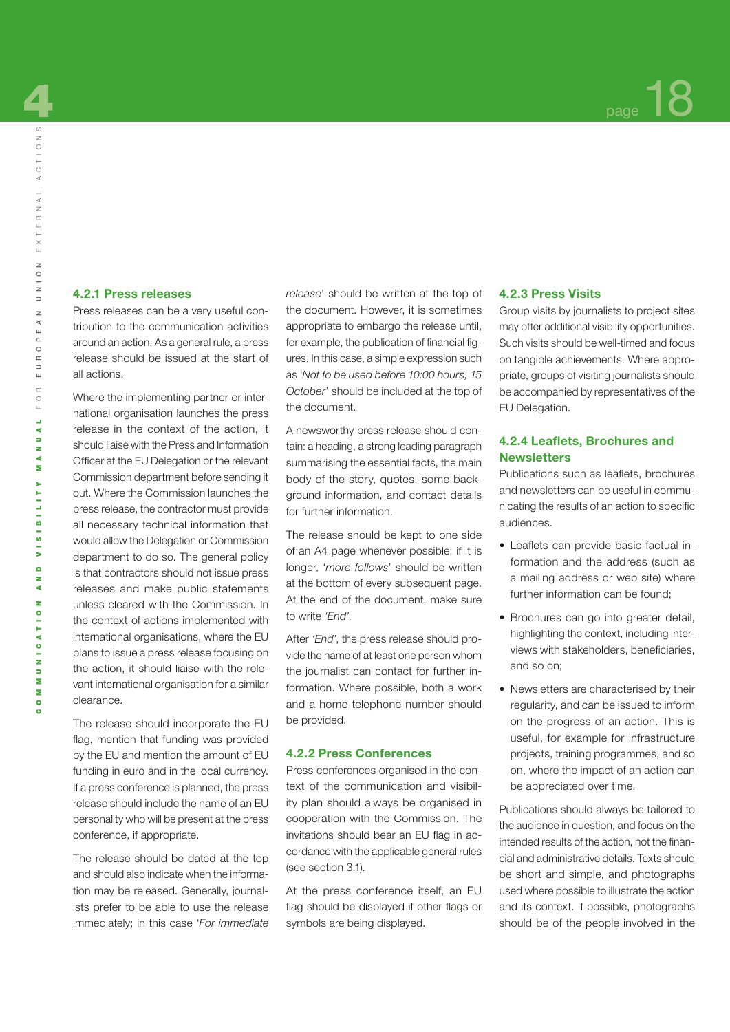### 4.2.1 Press releases

Press releases can be a very useful contribution to the communication activities around an action. As a general rule, a press release should be issued at the start of all actions.

Where the implementing partner or international organisation launches the press release in the context of the action, it should liaise with the Press and Information Officer at the EU Delegation or the relevant Commission department before sending it out. Where the Commission launches the press release, the contractor must provide all necessary technical information that would allow the Delegation or Commission department to do so. The general policy is that contractors should not issue press releases and make public statements unless cleared with the Commission. In the context of actions implemented with international organisations, where the EU plans to issue a press release focusing on the action, it should liaise with the relevant international organisation for a similar clearance.

The release should incorporate the EU flag, mention that funding was provided by the EU and mention the amount of EU funding in euro and in the local currency. If a press conference is planned, the press release should include the name of an EU personality who will be present at the press conference, if appropriate.

The release should be dated at the top and should also indicate when the information may be released. Generally, journalists prefer to be able to use the release immediately; in this case '*For immediate release*' should be written at the top of the document. However, it is sometimes appropriate to embargo the release until, for example, the publication of financial figures. In this case, a simple expression such as '*Not to be used before 10:00 hours, 15 October*' should be included at the top of the document.

A newsworthy press release should contain: a heading, a strong leading paragraph summarising the essential facts, the main body of the story, quotes, some background information, and contact details for further information.

The release should be kept to one side of an A4 page whenever possible; if it is longer, '*more follows*' should be written at the bottom of every subsequent page. At the end of the document, make sure to write *'End'*.

After *'End'*, the press release should provide the name of at least one person whom the journalist can contact for further information. Where possible, both a work and a home telephone number should be provided.

### 4.2.2 Press Conferences

Press conferences organised in the context of the communication and visibility plan should always be organised in cooperation with the Commission. The invitations should bear an EU flag in accordance with the applicable general rules (see section 3.1).

At the press conference itself, an EU flag should be displayed if other flags or symbols are being displayed.

### 4.2.3 Press Visits

Group visits by journalists to project sites may offer additional visibility opportunities. Such visits should be well-timed and focus on tangible achievements. Where appropriate, groups of visiting journalists should be accompanied by representatives of the EU Delegation.

### 4.2.4 Leaflets, Brochures and Newsletters

Publications such as leaflets, brochures and newsletters can be useful in communicating the results of an action to specific audiences.

- Leaflets can provide basic factual information and the address (such as a mailing address or web site) where further information can be found;
- Brochures can go into greater detail, highlighting the context, including interviews with stakeholders, beneficiaries, and so on;
- Newsletters are characterised by their regularity, and can be issued to inform on the progress of an action. This is useful, for example for infrastructure projects, training programmes, and so on, where the impact of an action can be appreciated over time.

Publications should always be tailored to the audience in question, and focus on the intended results of the action, not the financial and administrative details. Texts should be short and simple, and photographs used where possible to illustrate the action and its context. If possible, photographs should be of the people involved in the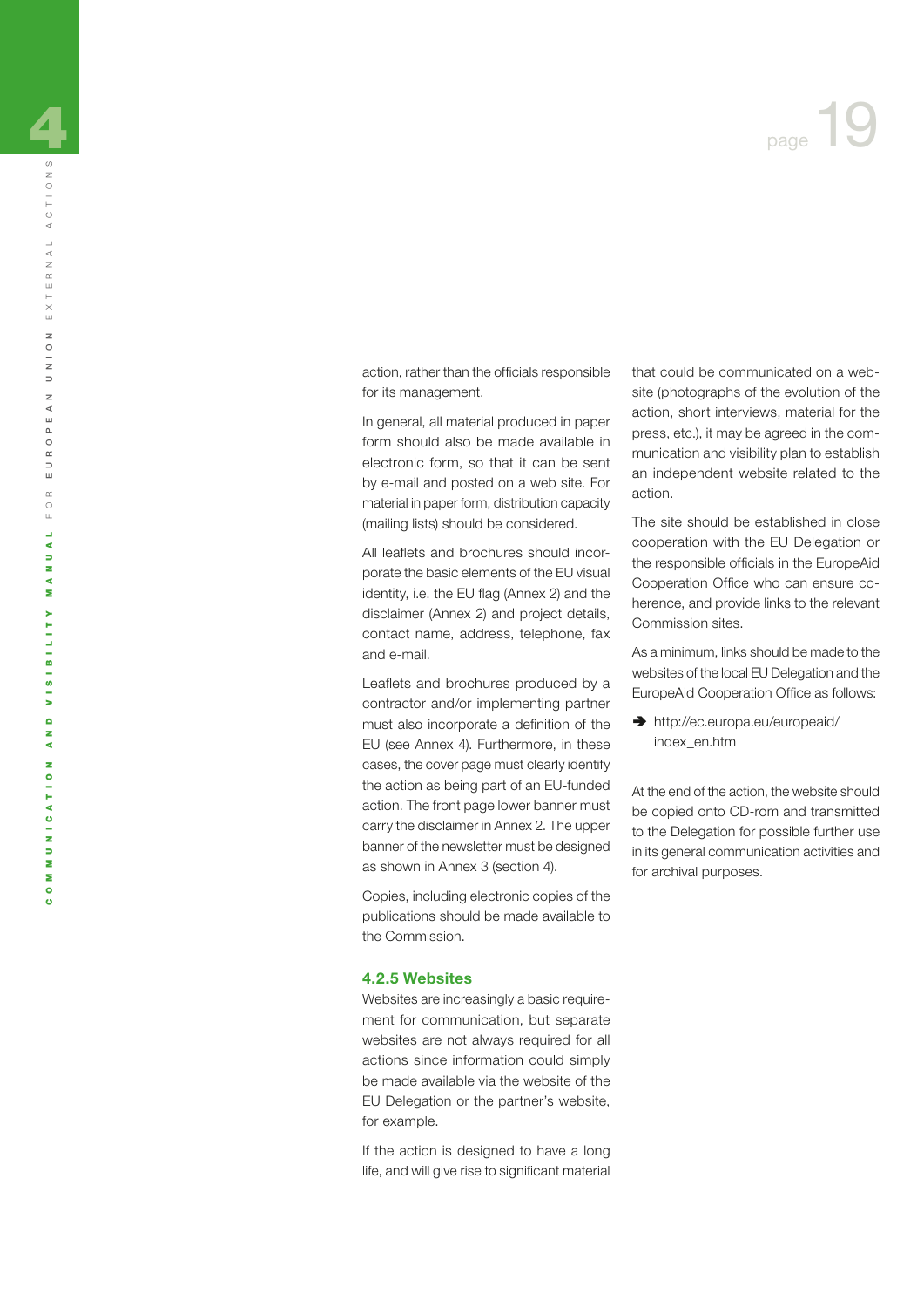action, rather than the officials responsible for its management.

In general, all material produced in paper form should also be made available in electronic form, so that it can be sent by e-mail and posted on a web site. For material in paper form, distribution capacity (mailing lists) should be considered.

All leaflets and brochures should incorporate the basic elements of the EU visual identity, i.e. the EU flag (Annex 2) and the disclaimer (Annex 2) and project details, contact name, address, telephone, fax and e-mail.

Leaflets and brochures produced by a contractor and/or implementing partner must also incorporate a definition of the EU (see Annex 4). Furthermore, in these cases, the cover page must clearly identify the action as being part of an EU-funded action. The front page lower banner must carry the disclaimer in Annex 2. The upper banner of the newsletter must be designed as shown in Annex 3 (section 4).

Copies, including electronic copies of the publications should be made available to the Commission.

### 4.2.5 Websites

Websites are increasingly a basic requirement for communication, but separate websites are not always required for all actions since information could simply be made available via the website of the EU Delegation or the partner's website, for example.

If the action is designed to have a long life, and will give rise to significant material that could be communicated on a website (photographs of the evolution of the action, short interviews, material for the press, etc.), it may be agreed in the communication and visibility plan to establish an independent website related to the action.

The site should be established in close cooperation with the EU Delegation or the responsible officials in the EuropeAid Cooperation Office who can ensure coherence, and provide links to the relevant Commission sites.

As a minimum, links should be made to the websites of the local EU Delegation and the EuropeAid Cooperation Office as follows:

- ➔ http://ec.europa.eu/europeaid/index_en.htm

At the end of the action, the website should be copied onto CD-rom and transmitted to the Delegation for possible further use in its general communication activities and for archival purposes.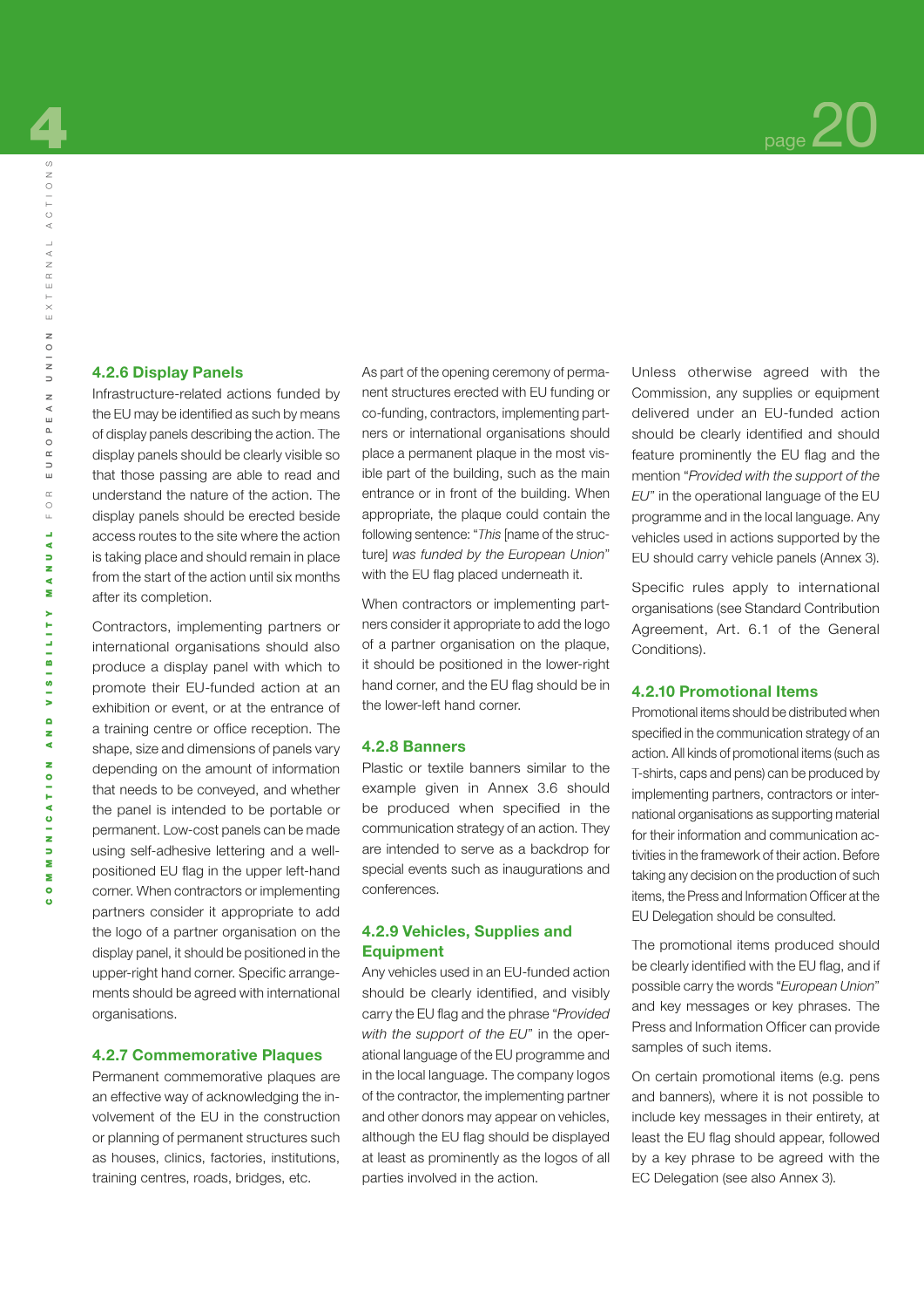### 4.2.6 Display Panels

Infrastructure-related actions funded by the EU may be identified as such by means of display panels describing the action. The display panels should be clearly visible so that those passing are able to read and understand the nature of the action. The display panels should be erected beside access routes to the site where the action is taking place and should remain in place from the start of the action until six months after its completion.

Contractors, implementing partners or international organisations should also produce a display panel with which to promote their EU-funded action at an exhibition or event, or at the entrance of a training centre or office reception. The shape, size and dimensions of panels vary depending on the amount of information that needs to be conveyed, and whether the panel is intended to be portable or permanent. Low-cost panels can be made using self-adhesive lettering and a well-positioned EU flag in the upper left-hand corner. When contractors or implementing partners consider it appropriate to add the logo of a partner organisation on the display panel, it should be positioned in the upper-right hand corner. Specific arrangements should be agreed with international organisations.

### 4.2.7 Commemorative Plaques

Permanent commemorative plaques are an effective way of acknowledging the involvement of the EU in the construction or planning of permanent structures such as houses, clinics, factories, institutions, training centres, roads, bridges, etc.

As part of the opening ceremony of permanent structures erected with EU funding or co-funding, contractors, implementing partners or international organisations should place a permanent plaque in the most visible part of the building, such as the main entrance or in front of the building. When appropriate, the plaque could contain the following sentence: "*This* [name of the structure] *was funded by the European Union*" with the EU flag placed underneath it.

When contractors or implementing partners consider it appropriate to add the logo of a partner organisation on the plaque, it should be positioned in the lower-right hand corner, and the EU flag should be in the lower-left hand corner.

### 4.2.8 Banners

Plastic or textile banners similar to the example given in Annex 3.6 should be produced when specified in the communication strategy of an action. They are intended to serve as a backdrop for special events such as inaugurations and conferences.

### 4.2.9 Vehicles, Supplies and Equipment

Any vehicles used in an EU-funded action should be clearly identified, and visibly carry the EU flag and the phrase "*Provided with the support of the EU*" in the operational language of the EU programme and in the local language. The company logos of the contractor, the implementing partner and other donors may appear on vehicles, although the EU flag should be displayed at least as prominently as the logos of all parties involved in the action.

Unless otherwise agreed with the Commission, any supplies or equipment delivered under an EU-funded action should be clearly identified and should feature prominently the EU flag and the mention "*Provided with the support of the EU*" in the operational language of the EU programme and in the local language. Any vehicles used in actions supported by the EU should carry vehicle panels (Annex 3).

Specific rules apply to international organisations (see Standard Contribution Agreement, Art. 6.1 of the General Conditions).

### 4.2.10 Promotional Items

Promotional items should be distributed when specified in the communication strategy of an action. All kinds of promotional items (such as T-shirts, caps and pens) can be produced by implementing partners, contractors or international organisations as supporting material for their information and communication activities in the framework of their action. Before taking any decision on the production of such items, the Press and Information Officer at the EU Delegation should be consulted.

The promotional items produced should be clearly identified with the EU flag, and if possible carry the words "*European Union*" and key messages or key phrases. The Press and Information Officer can provide samples of such items.

On certain promotional items (e.g. pens and banners), where it is not possible to include key messages in their entirety, at least the EU flag should appear, followed by a key phrase to be agreed with the EC Delegation (see also Annex 3).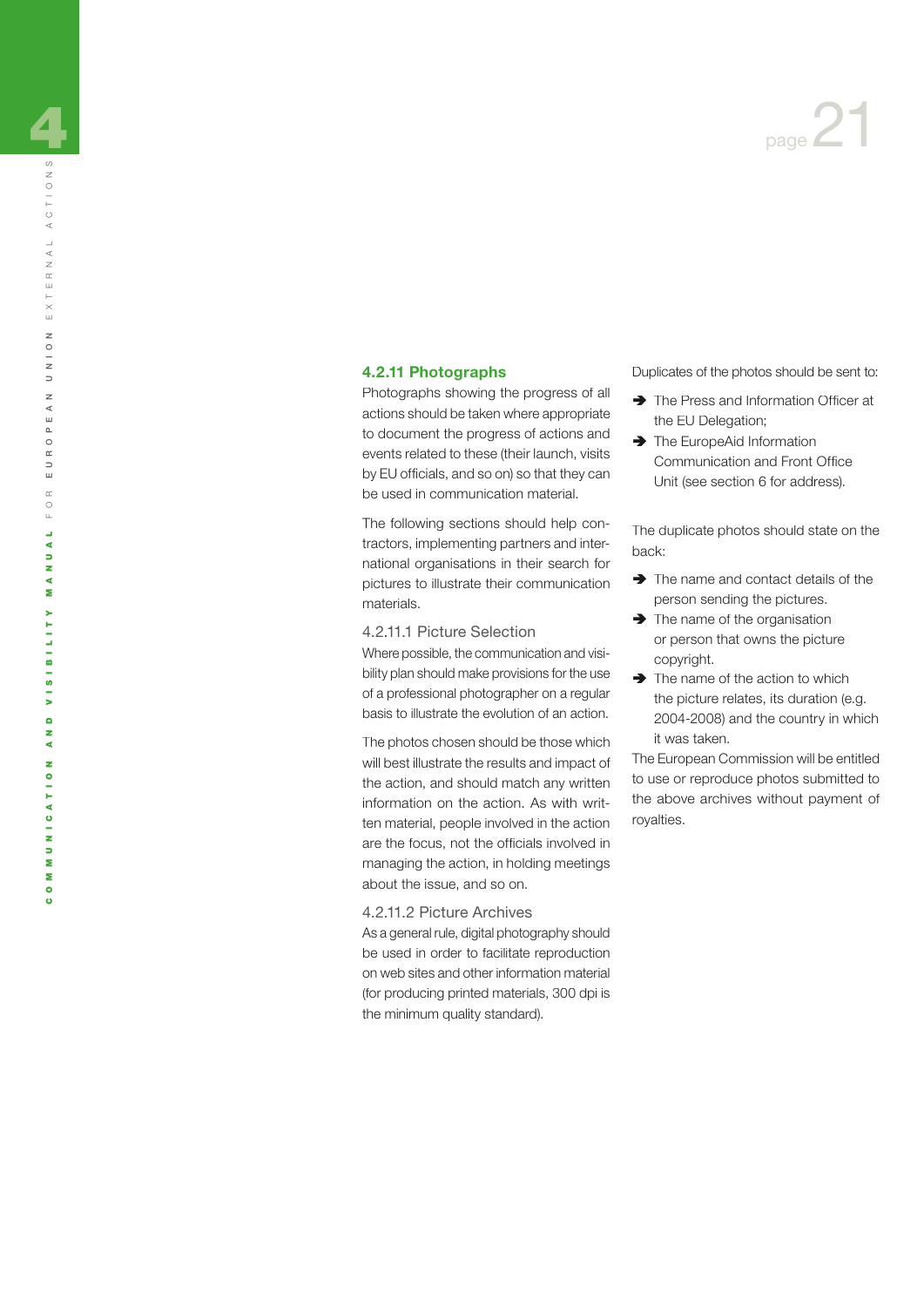### 4.2.11 Photographs

Photographs showing the progress of all actions should be taken where appropriate to document the progress of actions and events related to these (their launch, visits by EU officials, and so on) so that they can be used in communication material.

The following sections should help contractors, implementing partners and international organisations in their search for pictures to illustrate their communication materials.

#### 4.2.11.1 Picture Selection

Where possible, the communication and visibility plan should make provisions for the use of a professional photographer on a regular basis to illustrate the evolution of an action.

The photos chosen should be those which will best illustrate the results and impact of the action, and should match any written information on the action. As with written material, people involved in the action are the focus, not the officials involved in managing the action, in holding meetings about the issue, and so on.

#### 4.2.11.2 Picture Archives

As a general rule, digital photography should be used in order to facilitate reproduction on web sites and other information material (for producing printed materials, 300 dpi is the minimum quality standard).

Duplicates of the photos should be sent to:

- ➔ The Press and Information Officer at the EU Delegation;
- ➔ The EuropeAid Information Communication and Front Office Unit (see section 6 for address).

The duplicate photos should state on the back:

- ➔ The name and contact details of the person sending the pictures.
- ➔ The name of the organisation or person that owns the picture copyright.
- ➔ The name of the action to which the picture relates, its duration (e.g. 2004-2008) and the country in which it was taken.

The European Commission will be entitled to use or reproduce photos submitted to the above archives without payment of royalties.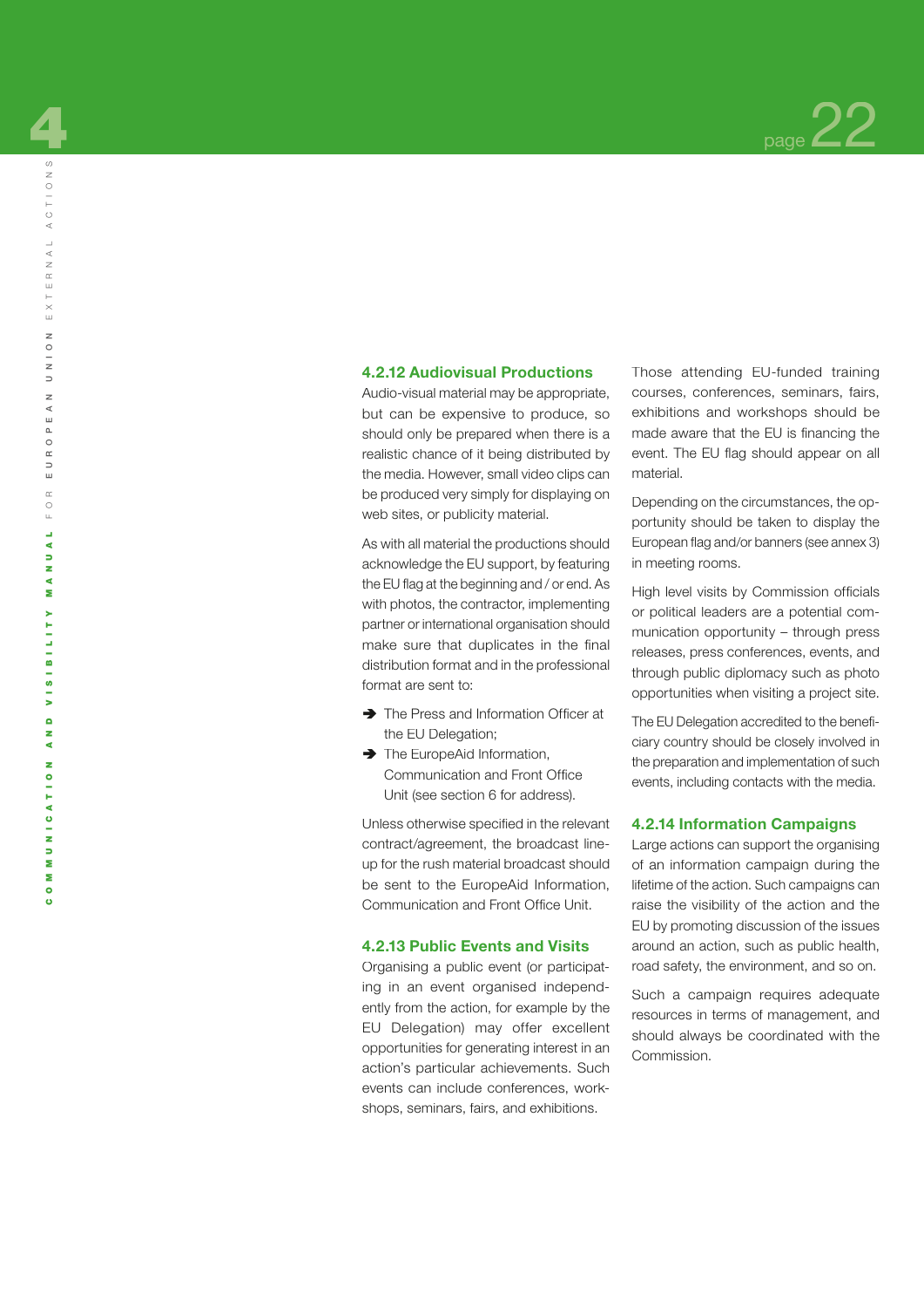### 4.2.12 Audiovisual Productions

Audio-visual material may be appropriate, but can be expensive to produce, so should only be prepared when there is a realistic chance of it being distributed by the media. However, small video clips can be produced very simply for displaying on web sites, or publicity material.

As with all material the productions should acknowledge the EU support, by featuring the EU flag at the beginning and / or end. As with photos, the contractor, implementing partner or international organisation should make sure that duplicates in the final distribution format and in the professional format are sent to:

- ➔ The Press and Information Officer at the EU Delegation;
- ➔ The EuropeAid Information, Communication and Front Office Unit (see section 6 for address).

Unless otherwise specified in the relevant contract/agreement, the broadcast line-up for the rush material broadcast should be sent to the EuropeAid Information, Communication and Front Office Unit.

### 4.2.13 Public Events and Visits

Organising a public event (or participating in an event organised independently from the action, for example by the EU Delegation) may offer excellent opportunities for generating interest in an action's particular achievements. Such events can include conferences, workshops, seminars, fairs, and exhibitions.

Those attending EU-funded training courses, conferences, seminars, fairs, exhibitions and workshops should be made aware that the EU is financing the event. The EU flag should appear on all material.

Depending on the circumstances, the opportunity should be taken to display the European flag and/or banners (see annex 3) in meeting rooms.

High level visits by Commission officials or political leaders are a potential communication opportunity – through press releases, press conferences, events, and through public diplomacy such as photo opportunities when visiting a project site.

The EU Delegation accredited to the beneficiary country should be closely involved in the preparation and implementation of such events, including contacts with the media.

### 4.2.14 Information Campaigns

Large actions can support the organising of an information campaign during the lifetime of the action. Such campaigns can raise the visibility of the action and the EU by promoting discussion of the issues around an action, such as public health, road safety, the environment, and so on.

Such a campaign requires adequate resources in terms of management, and should always be coordinated with the Commission.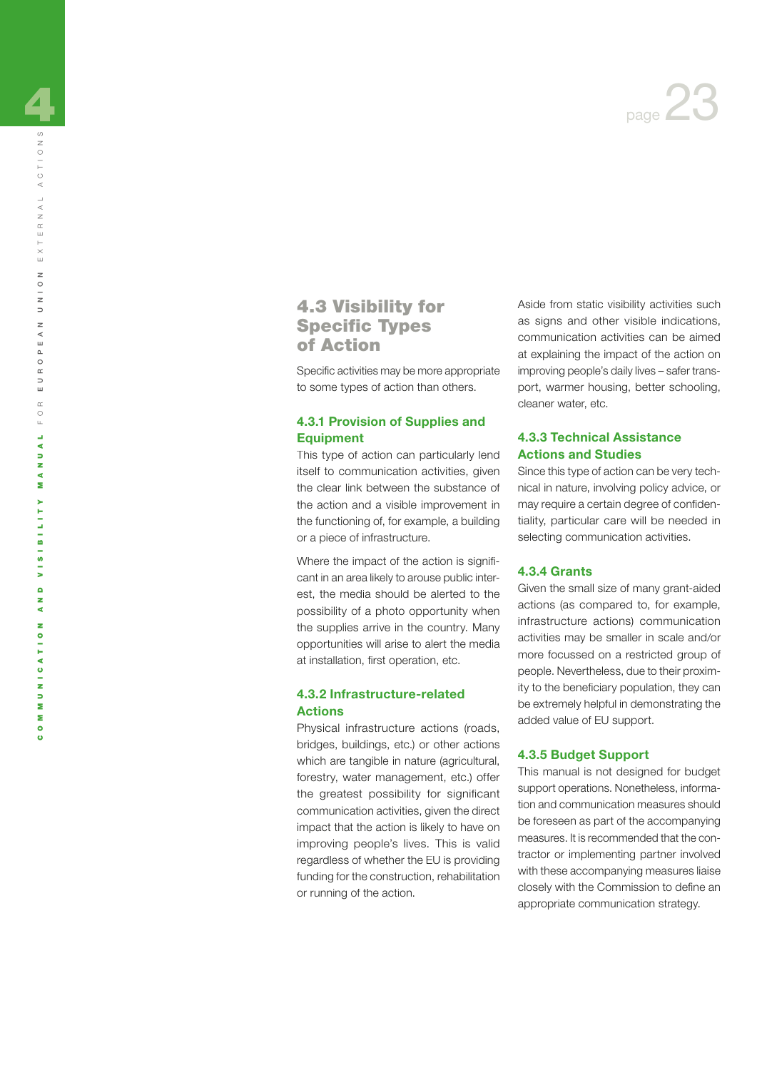## 4.3 Visibility for Specific Types of Action

Specific activities may be more appropriate to some types of action than others.

### 4.3.1 Provision of Supplies and Equipment

This type of action can particularly lend itself to communication activities, given the clear link between the substance of the action and a visible improvement in the functioning of, for example, a building or a piece of infrastructure.

Where the impact of the action is significant in an area likely to arouse public interest, the media should be alerted to the possibility of a photo opportunity when the supplies arrive in the country. Many opportunities will arise to alert the media at installation, first operation, etc.

### 4.3.2 Infrastructure-related Actions

Physical infrastructure actions (roads, bridges, buildings, etc.) or other actions which are tangible in nature (agricultural, forestry, water management, etc.) offer the greatest possibility for significant communication activities, given the direct impact that the action is likely to have on improving people's lives. This is valid regardless of whether the EU is providing funding for the construction, rehabilitation or running of the action.

Aside from static visibility activities such as signs and other visible indications, communication activities can be aimed at explaining the impact of the action on improving people's daily lives – safer transport, warmer housing, better schooling, cleaner water, etc.

### 4.3.3 Technical Assistance Actions and Studies

Since this type of action can be very technical in nature, involving policy advice, or may require a certain degree of confidentiality, particular care will be needed in selecting communication activities.

### 4.3.4 Grants

Given the small size of many grant-aided actions (as compared to, for example, infrastructure actions) communication activities may be smaller in scale and/or more focussed on a restricted group of people. Nevertheless, due to their proximity to the beneficiary population, they can be extremely helpful in demonstrating the added value of EU support.

### 4.3.5 Budget Support

This manual is not designed for budget support operations. Nonetheless, information and communication measures should be foreseen as part of the accompanying measures. It is recommended that the contractor or implementing partner involved with these accompanying measures liaise closely with the Commission to define an appropriate communication strategy.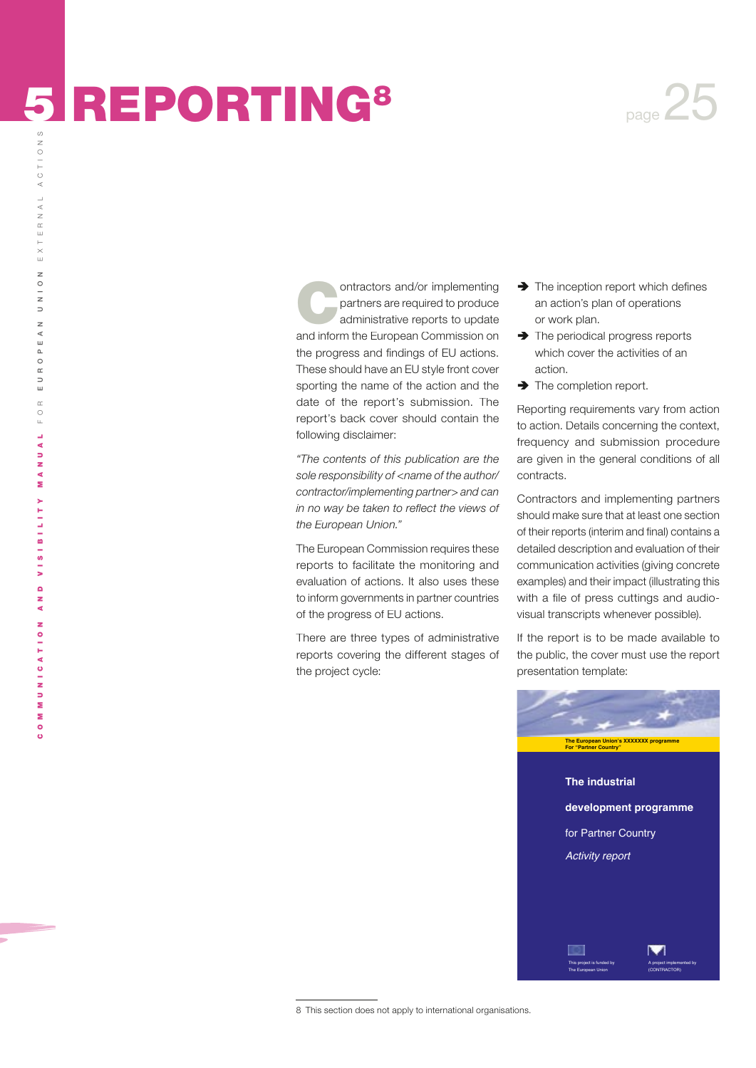# 5 REPORTING[8]

Contractors and/or implementing partners are required to produce administrative reports to update and inform the European Commission on the progress and findings of EU actions. These should have an EU style front cover sporting the name of the action and the date of the report's submission. The report's back cover should contain the following disclaimer:

*"The contents of this publication are the sole responsibility of <name of the author/ contractor/implementing partner> and can in no way be taken to reflect the views of the European Union."*

The European Commission requires these reports to facilitate the monitoring and evaluation of actions. It also uses these to inform governments in partner countries of the progress of EU actions.

There are three types of administrative reports covering the different stages of the project cycle:

- The inception report which defines an action's plan of operations or work plan.
- The periodical progress reports which cover the activities of an action.
- The completion report.

Reporting requirements vary from action to action. Details concerning the context, frequency and submission procedure are given in the general conditions of all contracts.

Contractors and implementing partners should make sure that at least one section of their reports (interim and final) contains a detailed description and evaluation of their communication activities (giving concrete examples) and their impact (illustrating this with a file of press cuttings and audio-visual transcripts whenever possible).

If the report is to be made available to the public, the cover must use the report presentation template:

The European Union's XXXXXXX programme
For "Partner Country"

**The industrial**

**development programme**

for Partner Country

*Activity report*

This project is funded by The European Union

A project implemented by (CONTRACTOR)

8 This section does not apply to international organisations.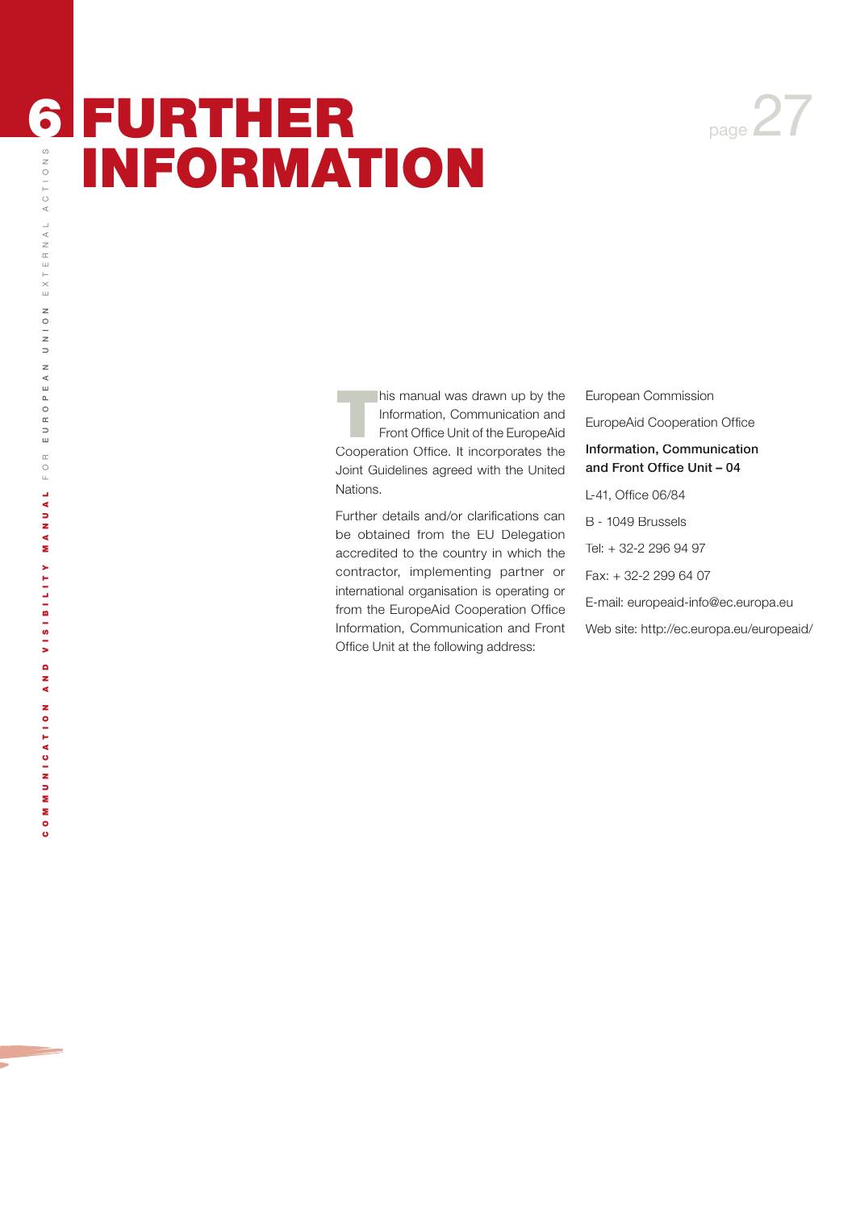# 6 FURTHER INFORMATION

This manual was drawn up by the Information, Communication and Front Office Unit of the EuropeAid Cooperation Office. It incorporates the Joint Guidelines agreed with the United Nations.

Further details and/or clarifications can be obtained from the EU Delegation accredited to the country in which the contractor, implementing partner or international organisation is operating or from the EuropeAid Cooperation Office Information, Communication and Front Office Unit at the following address:

European Commission

EuropeAid Cooperation Office

**Information, Communication and Front Office Unit – 04**

L-41, Office 06/84

B - 1049 Brussels

Tel: + 32-2 296 94 97

Fax: + 32-2 299 64 07

E-mail: europeaid-info@ec.europa.eu

Web site: http://ec.europa.eu/europeaid/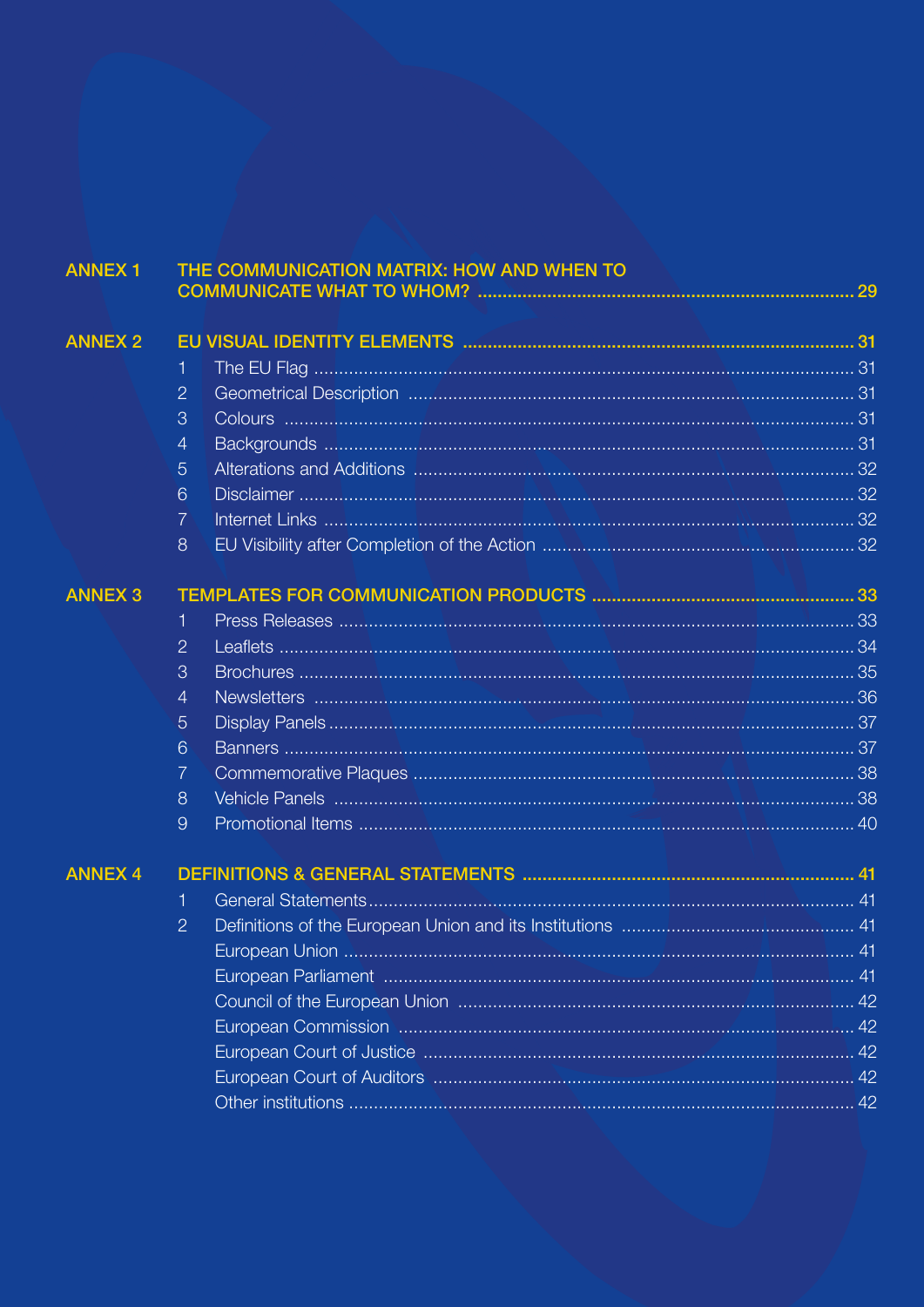| | | |
|---|---|---|
| **ANNEX 1** | **THE COMMUNICATION MATRIX: HOW AND WHEN TO COMMUNICATE WHAT TO WHOM?** | **29** |
| **ANNEX 2** | **EU VISUAL IDENTITY ELEMENTS** | **31** |
| | 1 The EU Flag | 31 |
| | 2 Geometrical Description | 31 |
| | 3 Colours | 31 |
| | 4 Backgrounds | 31 |
| | 5 Alterations and Additions | 32 |
| | 6 Disclaimer | 32 |
| | 7 Internet Links | 32 |
| | 8 EU Visibility after Completion of the Action | 32 |
| **ANNEX 3** | **TEMPLATES FOR COMMUNICATION PRODUCTS** | **33** |
| | 1 Press Releases | 33 |
| | 2 Leaflets | 34 |
| | 3 Brochures | 35 |
| | 4 Newsletters | 36 |
| | 5 Display Panels | 37 |
| | 6 Banners | 37 |
| | 7 Commemorative Plaques | 38 |
| | 8 Vehicle Panels | 38 |
| | 9 Promotional Items | 40 |
| **ANNEX 4** | **DEFINITIONS & GENERAL STATEMENTS** | **41** |
| | 1 General Statements | 41 |
| | 2 Definitions of the European Union and its Institutions | 41 |
| | European Union | 41 |
| | European Parliament | 41 |
| | Council of the European Union | 42 |
| | European Commission | 42 |
| | European Court of Justice | 42 |
| | European Court of Auditors | 42 |
| | Other institutions | 42 |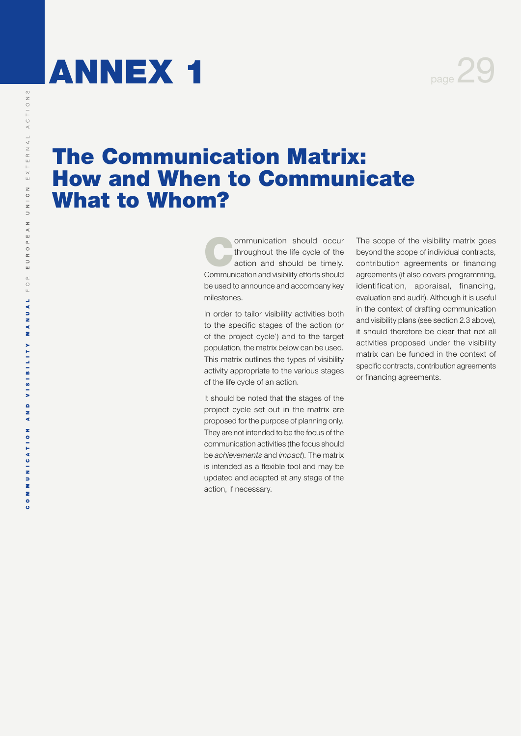# ANNEX 1

## The Communication Matrix: How and When to Communicate What to Whom?

Communication should occur throughout the life cycle of the action and should be timely. Communication and visibility efforts should be used to announce and accompany key milestones.

In order to tailor visibility activities both to the specific stages of the action (or of the project cycle') and to the target population, the matrix below can be used. This matrix outlines the types of visibility activity appropriate to the various stages of the life cycle of an action.

It should be noted that the stages of the project cycle set out in the matrix are proposed for the purpose of planning only. They are not intended to be the focus of the communication activities (the focus should be *achievements* and *impact*). The matrix is intended as a flexible tool and may be updated and adapted at any stage of the action, if necessary.

The scope of the visibility matrix goes beyond the scope of individual contracts, contribution agreements or financing agreements (it also covers programming, identification, appraisal, financing, evaluation and audit). Although it is useful in the context of drafting communication and visibility plans (see section 2.3 above), it should therefore be clear that not all activities proposed under the visibility matrix can be funded in the context of specific contracts, contribution agreements or financing agreements.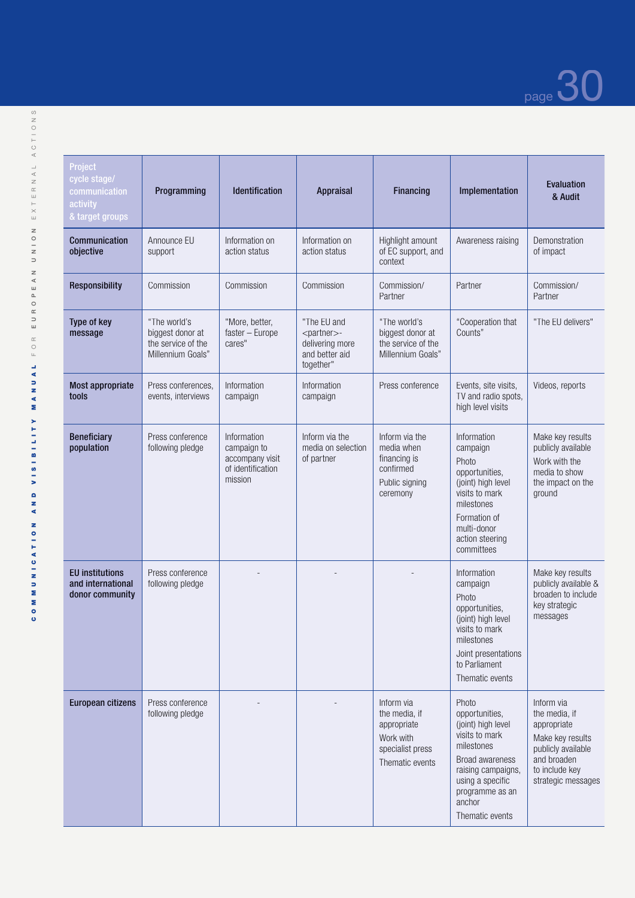| Project cycle stage/ communication activity & target groups | Programming | Identification | Appraisal | Financing | Implementation | Evaluation & Audit |
|---|---|---|---|---|---|---|
| **Communication objective** | Announce EU support | Information on action status | Information on action status | Highlight amount of EC support, and context | Awareness raising | Demonstration of impact |
| **Responsibility** | Commission | Commission | Commission | Commission/ Partner | Partner | Commission/ Partner |
| **Type of key message** | "The world's biggest donor at the service of the Millennium Goals" | "More, better, faster – Europe cares" | "The EU and <partner>- delivering more and better aid together" | "The world's biggest donor at the service of the Millennium Goals" | "Cooperation that Counts" | "The EU delivers" |
| **Most appropriate tools** | Press conferences, events, interviews | Information campaign | Information campaign | Press conference | Events, site visits, TV and radio spots, high level visits | Videos, reports |
| **Beneficiary population** | Press conference following pledge | Information campaign to accompany visit of identification mission | Inform via the media on selection of partner | Inform via the media when financing is confirmed<br>Public signing ceremony | Information campaign<br>Photo opportunities, (joint) high level visits to mark milestones<br>Formation of multi-donor action steering committees | Make key results publicly available<br>Work with the media to show the impact on the ground |
| **EU institutions and international donor community** | Press conference following pledge | - | - | - | Information campaign<br>Photo opportunities, (joint) high level visits to mark milestones<br>Joint presentations to Parliament<br>Thematic events | Make key results publicly available & broaden to include key strategic messages |
| **European citizens** | Press conference following pledge | - | - | Inform via the media, if appropriate<br>Work with specialist press<br>Thematic events | Photo opportunities, (joint) high level visits to mark milestones<br>Broad awareness raising campaigns, using a specific programme as an anchor<br>Thematic events | Inform via the media, if appropriate<br>Make key results publicly available and broaden to include key strategic messages |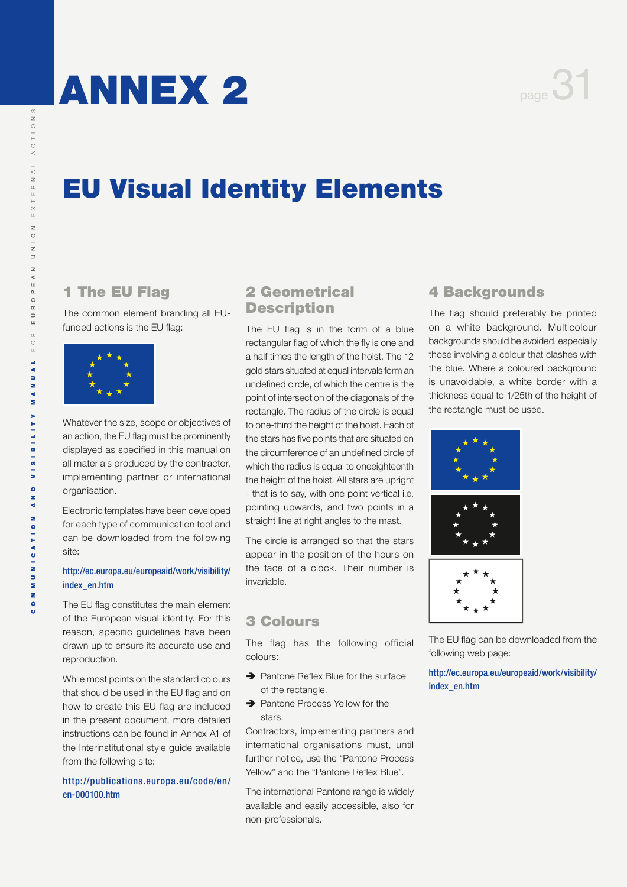# ANNEX 2

## EU Visual Identity Elements

### 1 The EU Flag

The common element branding all EU-funded actions is the EU flag:

Whatever the size, scope or objectives of an action, the EU flag must be prominently displayed as specified in this manual on all materials produced by the contractor, implementing partner or international organisation.

Electronic templates have been developed for each type of communication tool and can be downloaded from the following site:

http://ec.europa.eu/europeaid/work/visibility/index_en.htm

The EU flag constitutes the main element of the European visual identity. For this reason, specific guidelines have been drawn up to ensure its accurate use and reproduction.

While most points on the standard colours that should be used in the EU flag and on how to create this EU flag are included in the present document, more detailed instructions can be found in Annex A1 of the Interinstitutional style guide available from the following site:

http://publications.europa.eu/code/en/en-000100.htm

### 2 Geometrical Description

The EU flag is in the form of a blue rectangular flag of which the fly is one and a half times the length of the hoist. The 12 gold stars situated at equal intervals form an undefined circle, of which the centre is the point of intersection of the diagonals of the rectangle. The radius of the circle is equal to one-third the height of the hoist. Each of the stars has five points that are situated on the circumference of an undefined circle of which the radius is equal to oneeighteenth the height of the hoist. All stars are upright - that is to say, with one point vertical i.e. pointing upwards, and two points in a straight line at right angles to the mast.

The circle is arranged so that the stars appear in the position of the hours on the face of a clock. Their number is invariable.

### 3 Colours

The flag has the following official colours:

- Pantone Reflex Blue for the surface of the rectangle.
- Pantone Process Yellow for the stars.

Contractors, implementing partners and international organisations must, until further notice, use the “Pantone Process Yellow” and the “Pantone Reflex Blue”.

The international Pantone range is widely available and easily accessible, also for non-professionals.

### 4 Backgrounds

The flag should preferably be printed on a white background. Multicolour backgrounds should be avoided, especially those involving a colour that clashes with the blue. Where a coloured background is unavoidable, a white border with a thickness equal to 1/25th of the height of the rectangle must be used.

The EU flag can be downloaded from the following web page:

http://ec.europa.eu/europeaid/work/visibility/index_en.htm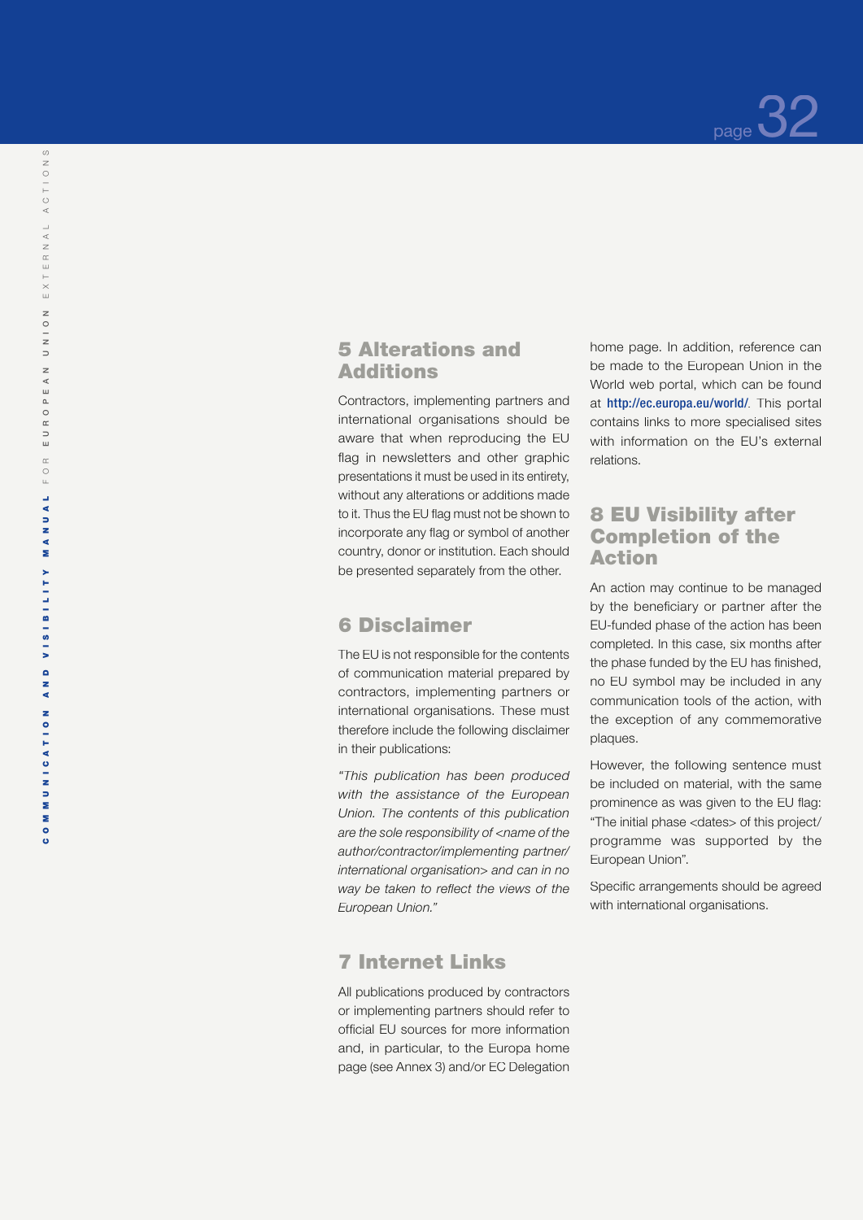## 5 Alterations and Additions

Contractors, implementing partners and international organisations should be aware that when reproducing the EU flag in newsletters and other graphic presentations it must be used in its entirety, without any alterations or additions made to it. Thus the EU flag must not be shown to incorporate any flag or symbol of another country, donor or institution. Each should be presented separately from the other.

## 6 Disclaimer

The EU is not responsible for the contents of communication material prepared by contractors, implementing partners or international organisations. These must therefore include the following disclaimer in their publications:

*"This publication has been produced with the assistance of the European Union. The contents of this publication are the sole responsibility of <name of the author/contractor/implementing partner/ international organisation> and can in no way be taken to reflect the views of the European Union."*

## 7 Internet Links

All publications produced by contractors or implementing partners should refer to official EU sources for more information and, in particular, to the Europa home page (see Annex 3) and/or EC Delegation home page. In addition, reference can be made to the European Union in the World web portal, which can be found at http://ec.europa.eu/world/. This portal contains links to more specialised sites with information on the EU's external relations.

## 8 EU Visibility after Completion of the Action

An action may continue to be managed by the beneficiary or partner after the EU-funded phase of the action has been completed. In this case, six months after the phase funded by the EU has finished, no EU symbol may be included in any communication tools of the action, with the exception of any commemorative plaques.

However, the following sentence must be included on material, with the same prominence as was given to the EU flag: "The initial phase <dates> of this project/ programme was supported by the European Union".

Specific arrangements should be agreed with international organisations.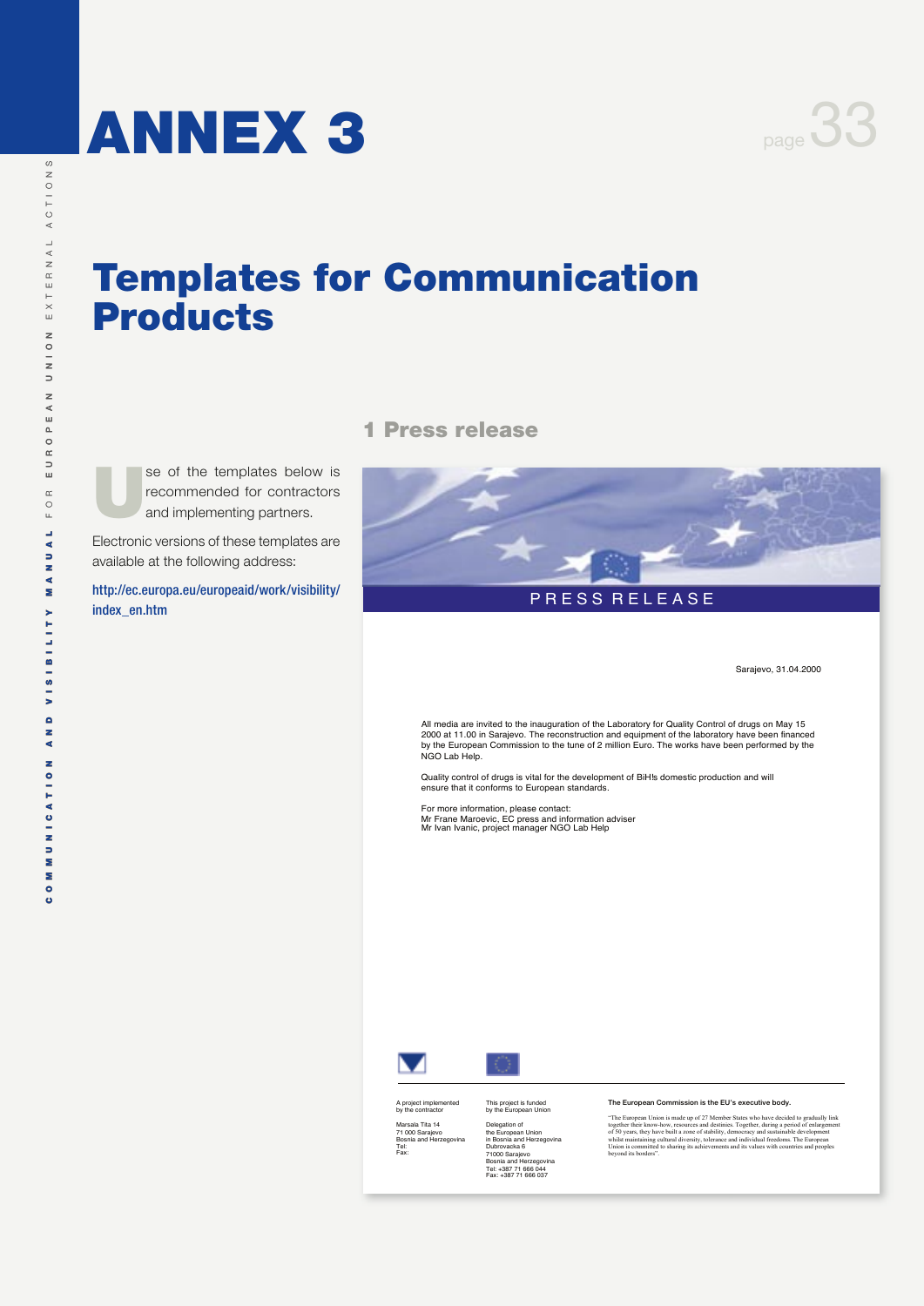# ANNEX 3

# Templates for Communication Products

Use of the templates below is recommended for contractors and implementing partners.

Electronic versions of these templates are available at the following address:

http://ec.europa.eu/europeaid/work/visibility/index_en.htm

## 1 Press release

PRESS RELEASE

Sarajevo, 31.04.2000

All media are invited to the inauguration of the Laboratory for Quality Control of drugs on May 15 2000 at 11.00 in Sarajevo. The reconstruction and equipment of the laboratory have been financed by the European Commission to the tune of 2 million Euro. The works have been performed by the NGO Lab Help.

Quality control of drugs is vital for the development of BiH's domestic production and will ensure that it conforms to European standards.

For more information, please contact:
Mr Frane Maroevic, EC press and information adviser
Mr Ivan Ivanic, project manager NGO Lab Help

A project implemented by the contractor

Marsala Tita 14
71 000 Sarajevo
Bosnia and Herzegovina
Tel:
Fax:

This project is funded by the European Union

Delegation of the European Union in Bosnia and Herzegovina
Dubrovacka 6
71000 Sarajevo
Bosnia and Herzegovina
Tel: +387 71 666 044
Fax: +387 71 666 037

**The European Commission is the EU's executive body.**

"The European Union is made up of 27 Member States who have decided to gradually link together their know-how, resources and destinies. Together, during a period of enlargement of 50 years, they have built a zone of stability, democracy and sustainable development whilst maintaining cultural diversity, tolerance and individual freedoms. The European Union is committed to sharing its achievements and its values with countries and peoples beyond its borders".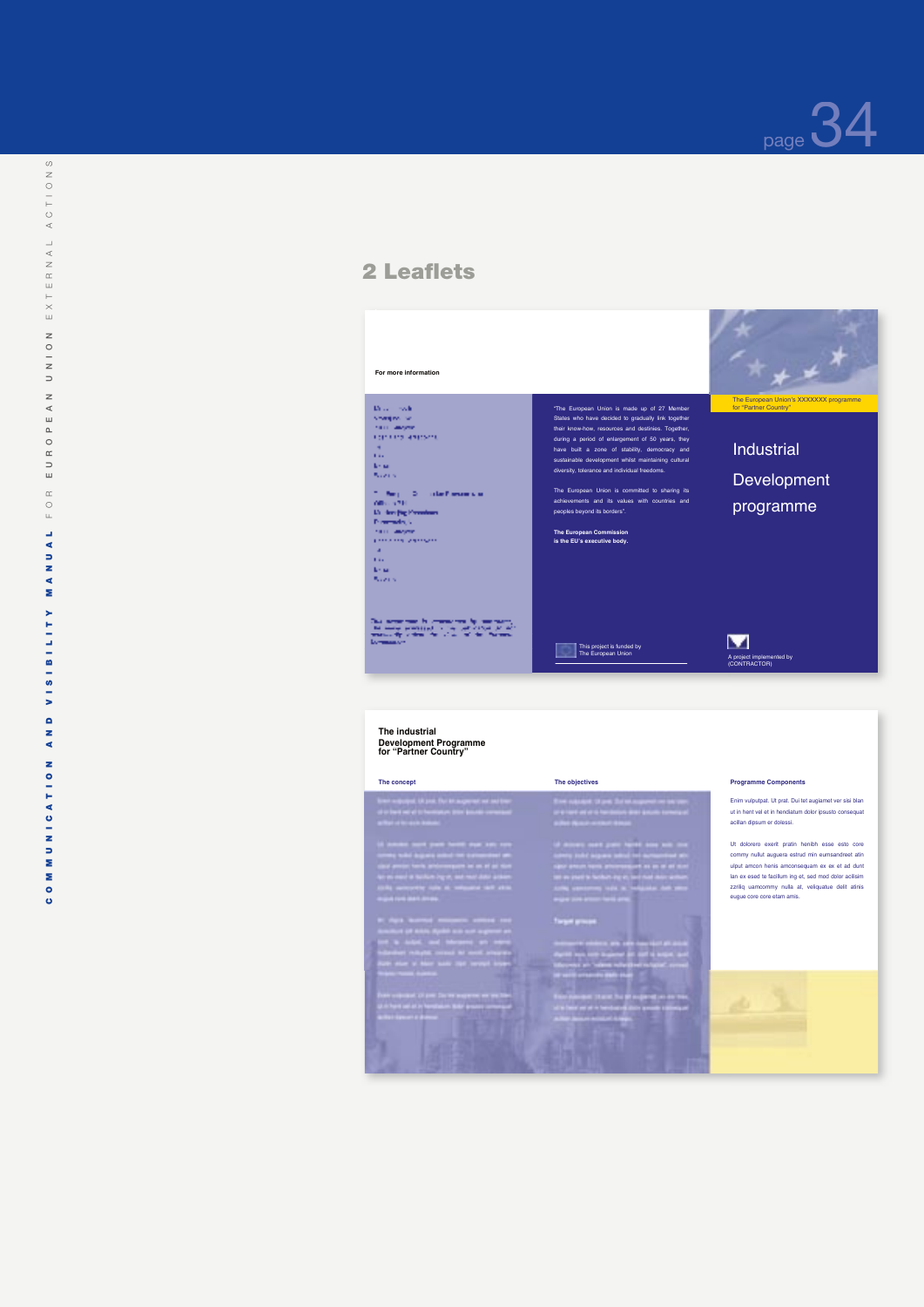## 2 Leaflets

For more information

"The European Union is made up of 27 Member States who have decided to gradually link together their know-how, resources and destinies. Together, during a period of enlargement of 50 years, they have built a zone of stability, democracy and sustainable development whilst maintaining cultural diversity, tolerance and individual freedoms.

The European Union is committed to sharing its achievements and its values with countries and peoples beyond its borders".

**The European Commission is the EU's executive body.**

This project is funded by The European Union

The European Union's XXXXXXX programme for "Partner Country"

Industrial Development programme

A project implemented by (CONTRACTOR)

**The industrial Development Programme for "Partner Country"**

**The concept**

**The objectives**

**Target groups**

**Programme Components**

Enim vulputpat. Ut prat. Dui tet augiamet ver sisi blan ut in hent vel et in hendiatum dolor ipsusto consequat acillan dipsum er dolessi.

Ut dolorero exerit pratin henibh esse esto core commy nullut auguera estrud min eumsandreet atin ulput amcon henis amconsequam ex ex et ad dunt lan ex esed te facillum ing et, sed mod dolor acilisim zzriliq uamcommy nulla at, veliquatue delit atinis eugue core core etam amis.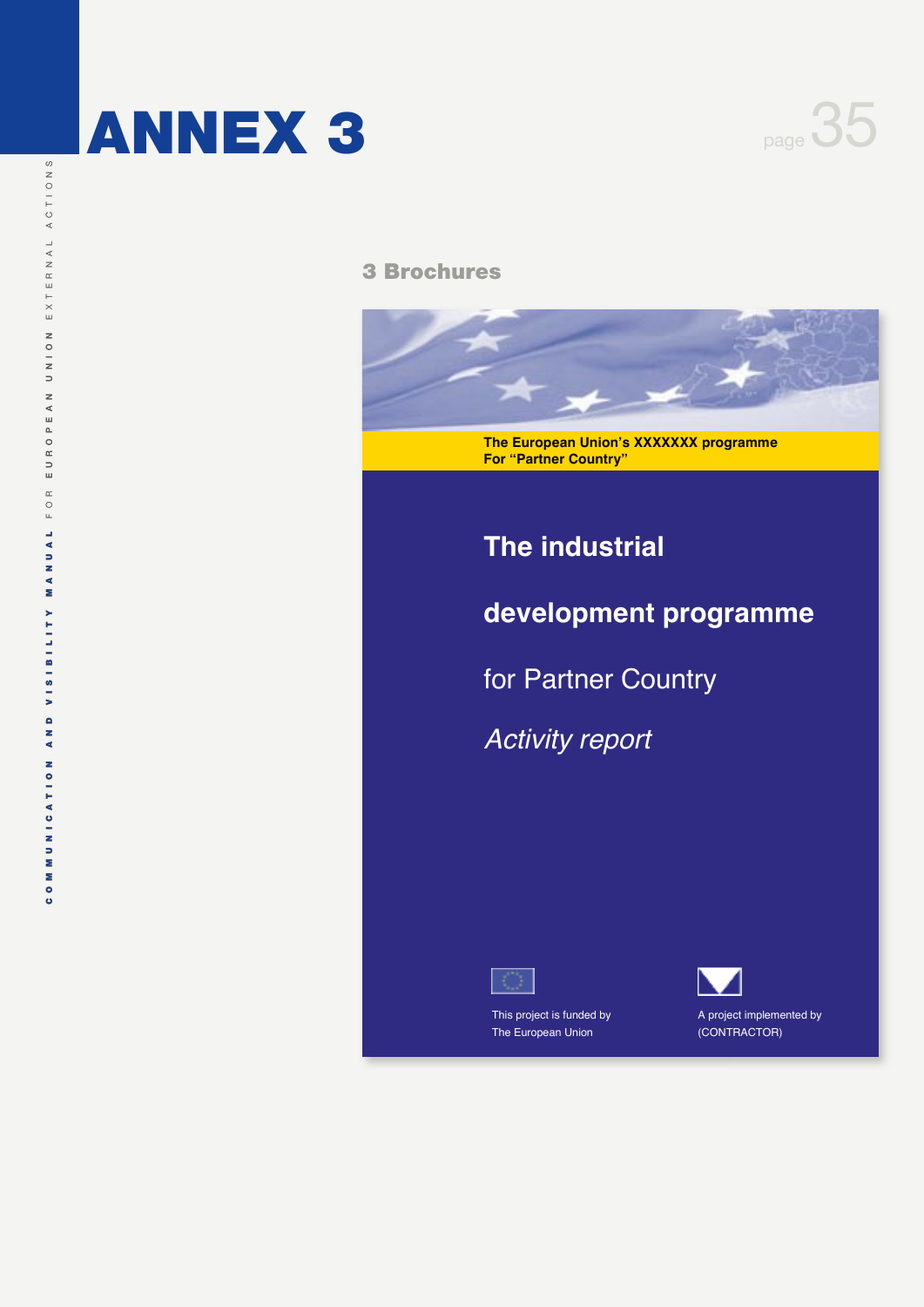# ANNEX 3

## 3 Brochures

**The European Union's XXXXXXX programme**
**For "Partner Country"**

**The industrial**

**development programme**

for Partner Country

*Activity report*

This project is funded by
The European Union

A project implemented by
(CONTRACTOR)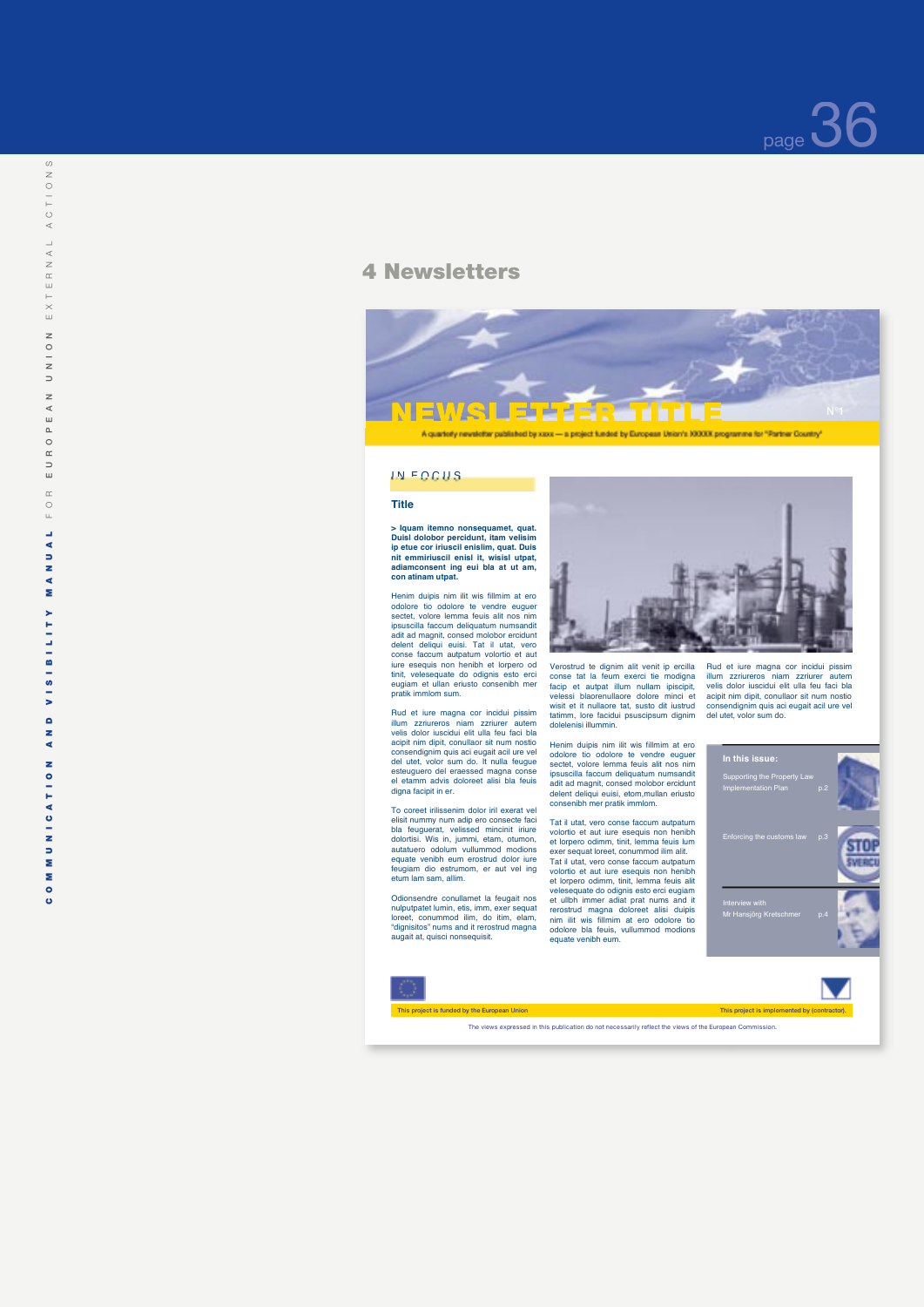# 4 Newsletters

NEWSLETTER TITLE

N°1

A quarterly newsletter published by xxxx — a project funded by European Union's XXXXX programme for "Partner Country"

IN FOCUS

### Title

**> Iquam itemno nonsequamet, quat. Duisl dolobor percidunt, itam velisim ip etue cor iriuscil enislim, quat. Duis nit emmiriuscil enisl it, wisisl utpat, adiamconsent ing eui bla at ut am, con atinam utpat.**

Henim duipis nim ilit wis fillmim at ero odolore tio odolore te vendre euguer sectet, volore lemma feuis alit nos nim ipsuscilla faccum deliquatum numsandit adit ad magnit, consed molobor ercidunt delent deliqui euisi. Tat il utat, vero conse faccum autpatum volortio et aut iure esequis non henibh et lorpero od tinit, velesequate do odignis esto erci eugiam et ullan eriusto consenibh mer pratik immlom sum.

Rud et iure magna cor incidui pissim illum zzriureros niam zzriurer autem velis dolor iuscidui elit ulla feu faci bla acipit nim dipit, conullaor sit num nostio consendignim quis aci eugait acil ure vel del utet, volor sum do. It nulla feugue esteuguero del eraessed magna conse el etamm advis doloreet alisi bla feuis digna facipit in er.

To coreet irilissenim dolor iril exerat vel elisit nummy num adip ero consecte faci bla feuguerat, velissed mincinit iriure dolortisi. Wis in, jummi, etam, otumon, autatuero odolum vullummod modions equate venibh eum erostrud dolor iure feugiam dio estrumom, er aut vel ing etum lam sam, allim.

Odionsendre conullamet la feugait nos nulputpatet lumin, etis, imm, exer sequat loreet, conummod ilim, do itim, elam, "dignisitos" nums and it rerostrud magna augait at, quisci nonsequisit.

Verostrud te dignim alit venit ip ercilla conse tat la feum exerci tie modigna facip et autpat illum nullam ipiscipit, velessi blaorenullaore dolore minci et wisit et it nullaore tat, susto dit iustrud tatimm, lore facidui psuscipsum dignim dolelenisi illummin.

Henim duipis nim ilit wis fillmim at ero odolore tio odolore te vendre euguer sectet, volore lemma feuis alit nos nim ipsuscilla faccum deliquatum numsandit adit ad magnit, consed molobor ercidunt delent deliqui euisi, etom,mullan eriusto consenibh mer pratik immlom.

Tat il utat, vero conse faccum autpatum volortio et aut iure esequis non henibh et lorpero odimm, tinit, lemma feuis lum exer sequat loreet, conummod ilim alit. Tat il utat, vero conse faccum autpatum volortio et aut iure esequis non henibh et lorpero odimm, tinit, lemma feuis alit velesequate do odignis esto erci eugiam et ullbh immer adiat prat nums and it rerostrud magna doloreet alisi duipis nim ilit wis fillmim at ero odolore tio odolore bla feuis, vullummod modions equate venibh eum.

Rud et iure magna cor incidui pissim illum zzriureros niam zzriurer autem velis dolor iuscidui elit ulla feu faci bla acipit nim dipit, conullaor sit num nostio consendignim quis aci eugait acil ure vel del utet, volor sum do.

**In this issue:**

Supporting the Property Law Implementation Plan p.2

Enforcing the customs law p.3

Interview with Mr Hansjörg Kretschmer p.4

This project is funded by the European Union

This project is implemented by (contractor).

The views expressed in this publication do not necessarily reflect the views of the European Commission.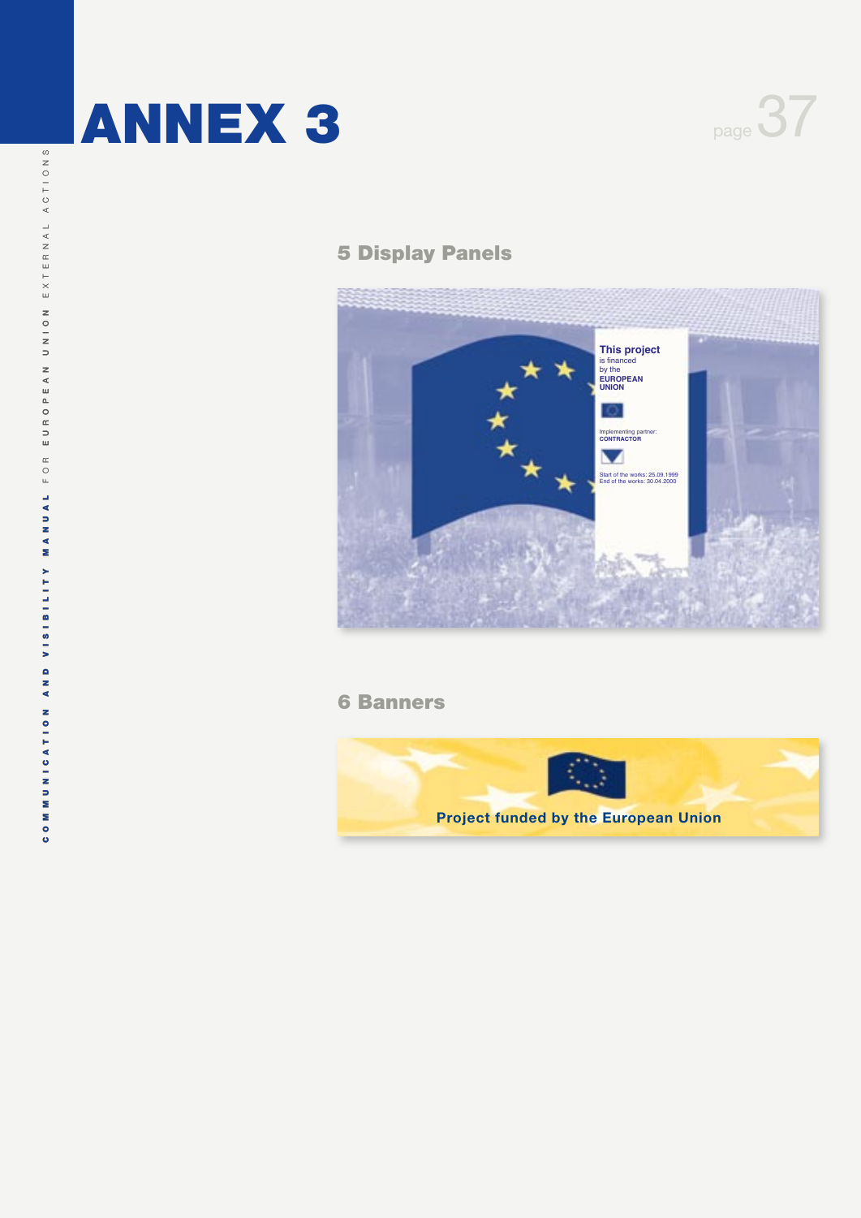# ANNEX 3

## 5 Display Panels

This project is financed by the EUROPEAN UNION

Implementing partner: CONTRACTOR

Start of the works: 25.09.1999
End of the works: 30.04.2000

## 6 Banners

Project funded by the European Union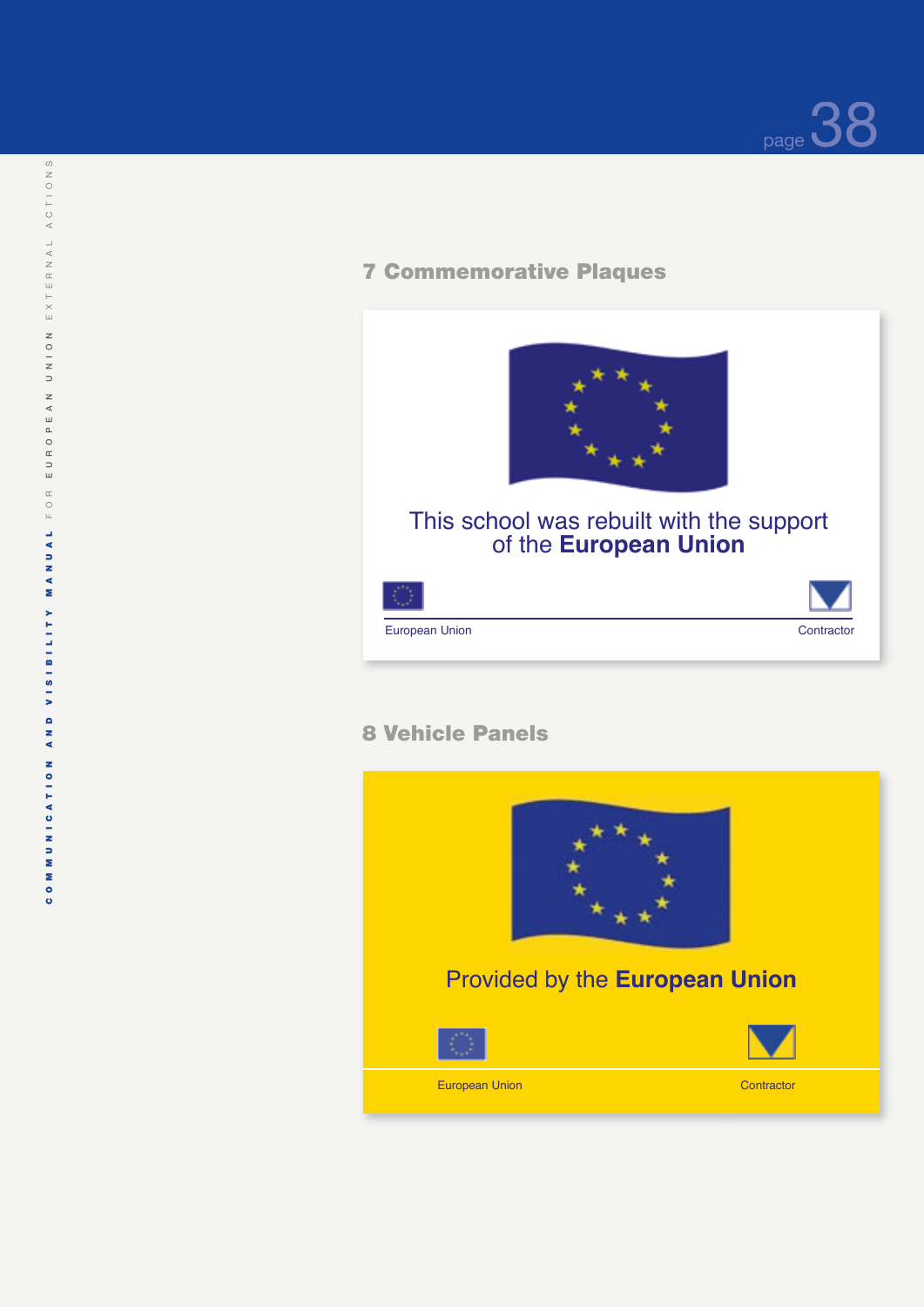## 7 Commemorative Plaques

This school was rebuilt with the support of the **European Union**

European Union

Contractor

## 8 Vehicle Panels

Provided by the **European Union**

European Union

Contractor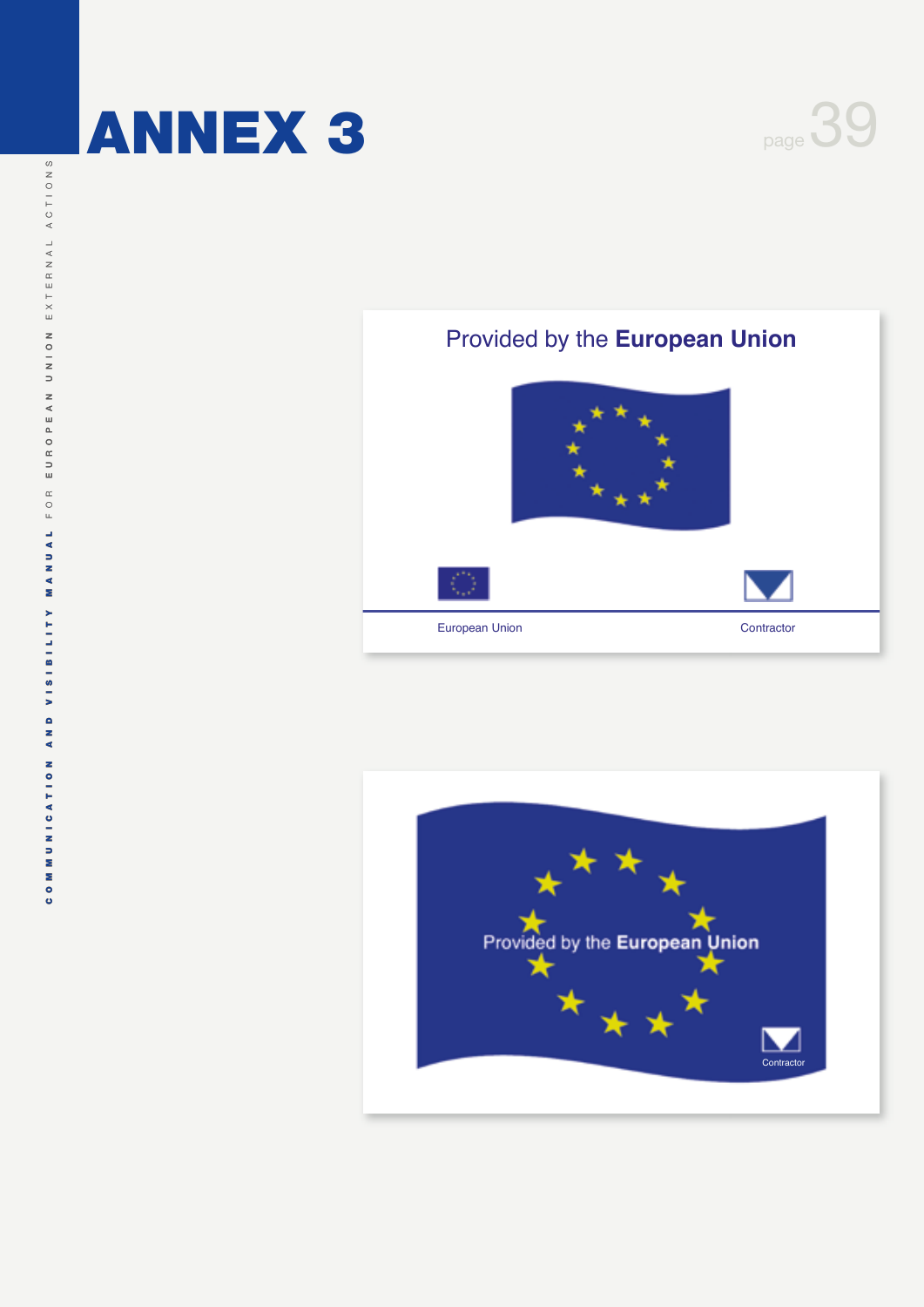# ANNEX 3

Provided by the **European Union**

European Union

Contractor

Provided by the **European Union**

Contractor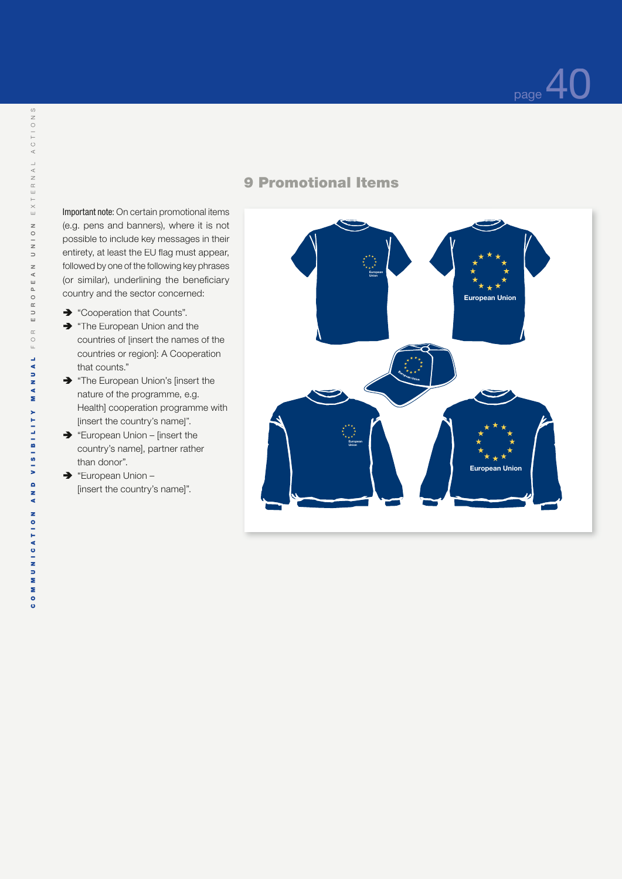## 9 Promotional Items

**Important note:** On certain promotional items (e.g. pens and banners), where it is not possible to include key messages in their entirety, at least the EU flag must appear, followed by one of the following key phrases (or similar), underlining the beneficiary country and the sector concerned:

- "Cooperation that Counts".
- "The European Union and the countries of [insert the names of the countries or region]: A Cooperation that counts."
- "The European Union's [insert the nature of the programme, e.g. Health] cooperation programme with [insert the country's name]".
- "European Union – [insert the country's name], partner rather than donor".
- "European Union – [insert the country's name]".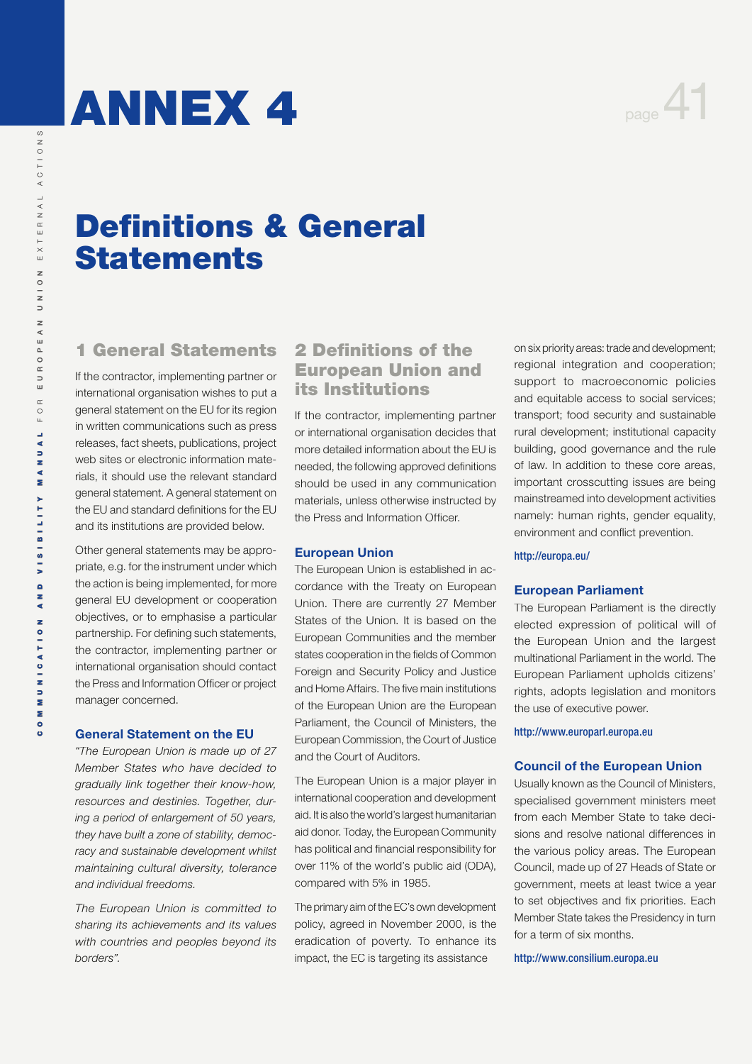# ANNEX 4

# Definitions & General Statements

## 1 General Statements

If the contractor, implementing partner or international organisation wishes to put a general statement on the EU for its region in written communications such as press releases, fact sheets, publications, project web sites or electronic information materials, it should use the relevant standard general statement. A general statement on the EU and standard definitions for the EU and its institutions are provided below.

Other general statements may be appropriate, e.g. for the instrument under which the action is being implemented, for more general EU development or cooperation objectives, or to emphasise a particular partnership. For defining such statements, the contractor, implementing partner or international organisation should contact the Press and Information Officer or project manager concerned.

### General Statement on the EU

*"The European Union is made up of 27 Member States who have decided to gradually link together their know-how, resources and destinies. Together, during a period of enlargement of 50 years, they have built a zone of stability, democracy and sustainable development whilst maintaining cultural diversity, tolerance and individual freedoms.*

*The European Union is committed to sharing its achievements and its values with countries and peoples beyond its borders".*

## 2 Definitions of the European Union and its Institutions

If the contractor, implementing partner or international organisation decides that more detailed information about the EU is needed, the following approved definitions should be used in any communication materials, unless otherwise instructed by the Press and Information Officer.

### European Union

The European Union is established in accordance with the Treaty on European Union. There are currently 27 Member States of the Union. It is based on the European Communities and the member states cooperation in the fields of Common Foreign and Security Policy and Justice and Home Affairs. The five main institutions of the European Union are the European Parliament, the Council of Ministers, the European Commission, the Court of Justice and the Court of Auditors.

The European Union is a major player in international cooperation and development aid. It is also the world's largest humanitarian aid donor. Today, the European Community has political and financial responsibility for over 11% of the world's public aid (ODA), compared with 5% in 1985.

The primary aim of the EC's own development policy, agreed in November 2000, is the eradication of poverty. To enhance its impact, the EC is targeting its assistance on six priority areas: trade and development; regional integration and cooperation; support to macroeconomic policies and equitable access to social services; transport; food security and sustainable rural development; institutional capacity building, good governance and the rule of law. In addition to these core areas, important crosscutting issues are being mainstreamed into development activities namely: human rights, gender equality, environment and conflict prevention.

http://europa.eu/

### European Parliament

The European Parliament is the directly elected expression of political will of the European Union and the largest multinational Parliament in the world. The European Parliament upholds citizens' rights, adopts legislation and monitors the use of executive power.

http://www.europarl.europa.eu

### Council of the European Union

Usually known as the Council of Ministers, specialised government ministers meet from each Member State to take decisions and resolve national differences in the various policy areas. The European Council, made up of 27 Heads of State or government, meets at least twice a year to set objectives and fix priorities. Each Member State takes the Presidency in turn for a term of six months.

http://www.consilium.europa.eu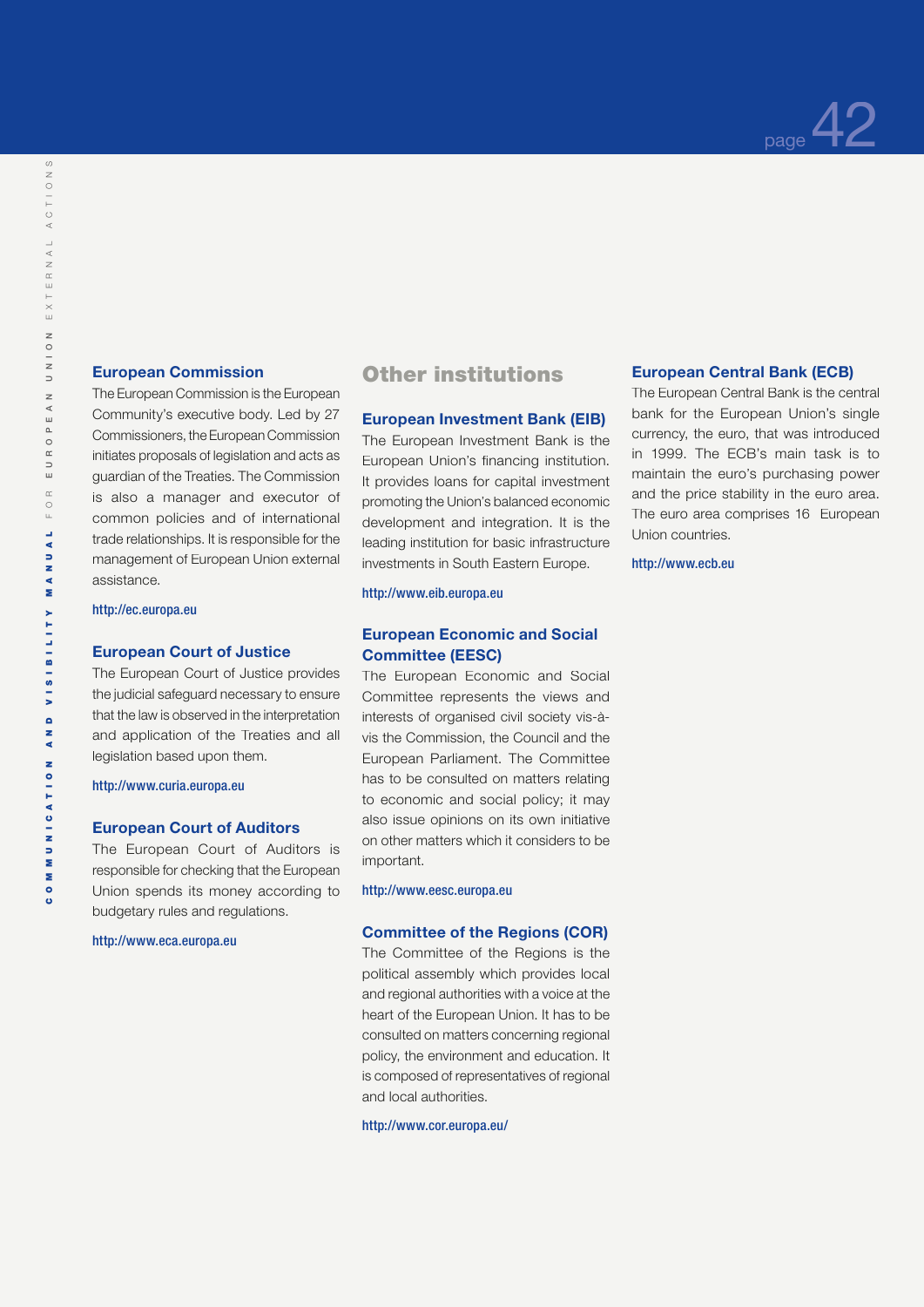### European Commission

The European Commission is the European Community's executive body. Led by 27 Commissioners, the European Commission initiates proposals of legislation and acts as guardian of the Treaties. The Commission is also a manager and executor of common policies and of international trade relationships. It is responsible for the management of European Union external assistance.

http://ec.europa.eu

### European Court of Justice

The European Court of Justice provides the judicial safeguard necessary to ensure that the law is observed in the interpretation and application of the Treaties and all legislation based upon them.

http://www.curia.europa.eu

### European Court of Auditors

The European Court of Auditors is responsible for checking that the European Union spends its money according to budgetary rules and regulations.

http://www.eca.europa.eu

## Other institutions

### European Investment Bank (EIB)

The European Investment Bank is the European Union's financing institution. It provides loans for capital investment promoting the Union's balanced economic development and integration. It is the leading institution for basic infrastructure investments in South Eastern Europe.

http://www.eib.europa.eu

### European Economic and Social Committee (EESC)

The European Economic and Social Committee represents the views and interests of organised civil society vis-à-vis the Commission, the Council and the European Parliament. The Committee has to be consulted on matters relating to economic and social policy; it may also issue opinions on its own initiative on other matters which it considers to be important.

http://www.eesc.europa.eu

### Committee of the Regions (COR)

The Committee of the Regions is the political assembly which provides local and regional authorities with a voice at the heart of the European Union. It has to be consulted on matters concerning regional policy, the environment and education. It is composed of representatives of regional and local authorities.

http://www.cor.europa.eu/

### European Central Bank (ECB)

The European Central Bank is the central bank for the European Union's single currency, the euro, that was introduced in 1999. The ECB's main task is to maintain the euro's purchasing power and the price stability in the euro area. The euro area comprises 16 European Union countries.

http://www.ecb.eu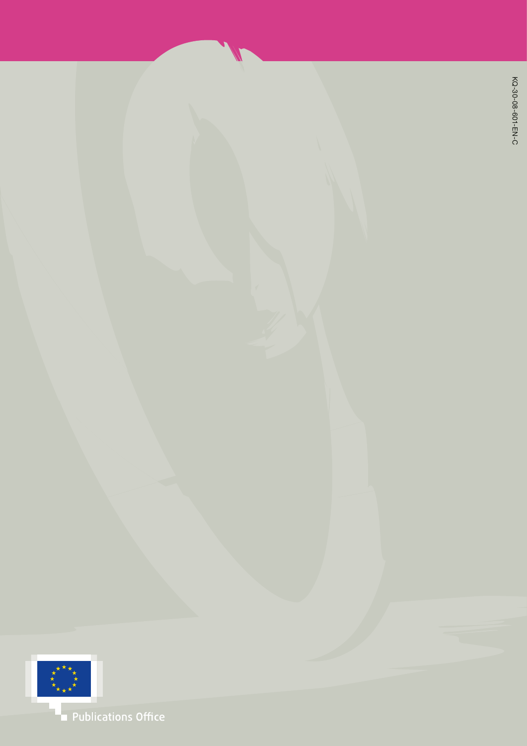KQ-30-08-601-EN-C

Publications Office